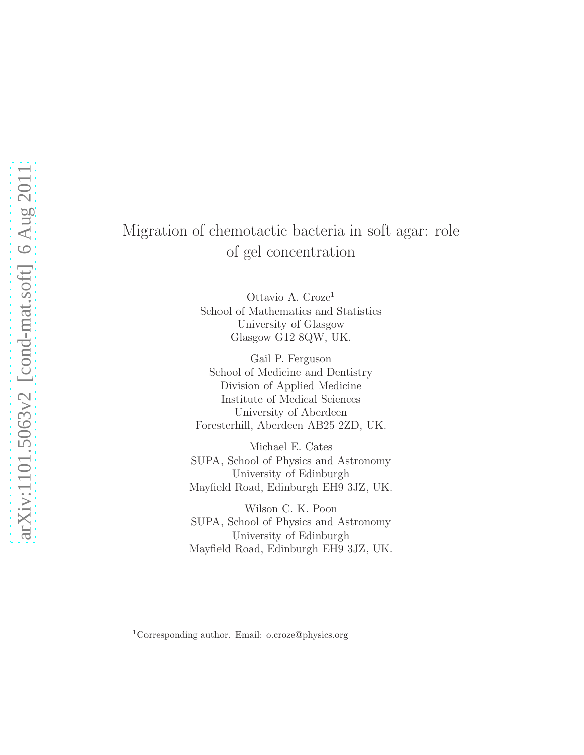# Migration of chemotactic bacteria in soft agar: role of gel concentration

Ottavio A. Croze[1]
School of Mathematics and Statistics
University of Glasgow
Glasgow G12 8QW, UK.

Gail P. Ferguson
School of Medicine and Dentistry
Division of Applied Medicine
Institute of Medical Sciences
University of Aberdeen
Foresterhill, Aberdeen AB25 2ZD, UK.

Michael E. Cates
SUPA, School of Physics and Astronomy
University of Edinburgh
Mayfield Road, Edinburgh EH9 3JZ, UK.

Wilson C. K. Poon
SUPA, School of Physics and Astronomy
University of Edinburgh
Mayfield Road, Edinburgh EH9 3JZ, UK.

[1]Corresponding author. Email: o.croze@physics.org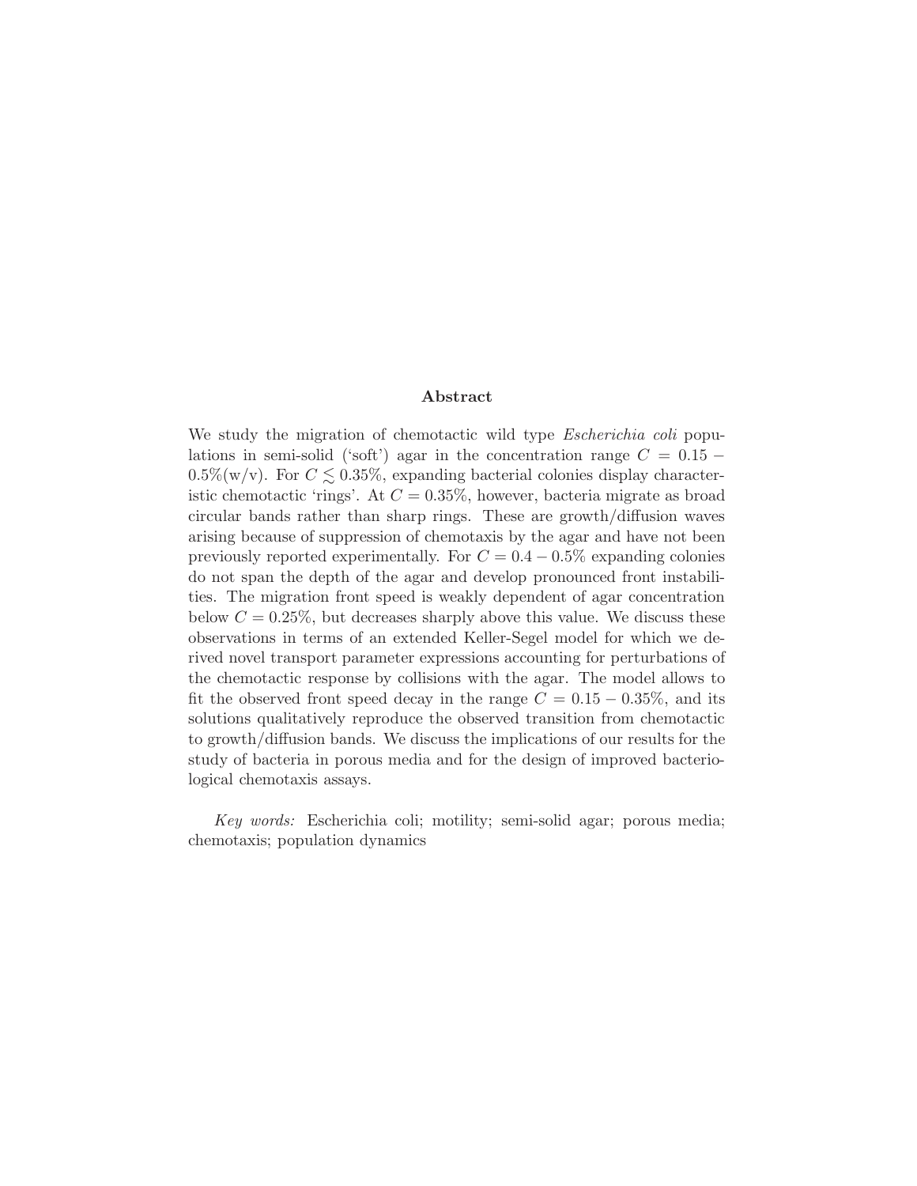## Abstract

We study the migration of chemotactic wild type *Escherichia coli* populations in semi-solid ('soft') agar in the concentration range $C = 0.15 - 0.5\%$(w/v). For $C \lesssim 0.35\%$, expanding bacterial colonies display characteristic chemotactic 'rings'. At $C = 0.35\%$, however, bacteria migrate as broad circular bands rather than sharp rings. These are growth/diffusion waves arising because of suppression of chemotaxis by the agar and have not been previously reported experimentally. For $C = 0.4 - 0.5\%$ expanding colonies do not span the depth of the agar and develop pronounced front instabilities. The migration front speed is weakly dependent of agar concentration below $C = 0.25\%$, but decreases sharply above this value. We discuss these observations in terms of an extended Keller-Segel model for which we derived novel transport parameter expressions accounting for perturbations of the chemotactic response by collisions with the agar. The model allows to fit the observed front speed decay in the range $C = 0.15 - 0.35\%$, and its solutions qualitatively reproduce the observed transition from chemotactic to growth/diffusion bands. We discuss the implications of our results for the study of bacteria in porous media and for the design of improved bacteriological chemotaxis assays.

*Key words:* Escherichia coli; motility; semi-solid agar; porous media; chemotaxis; population dynamics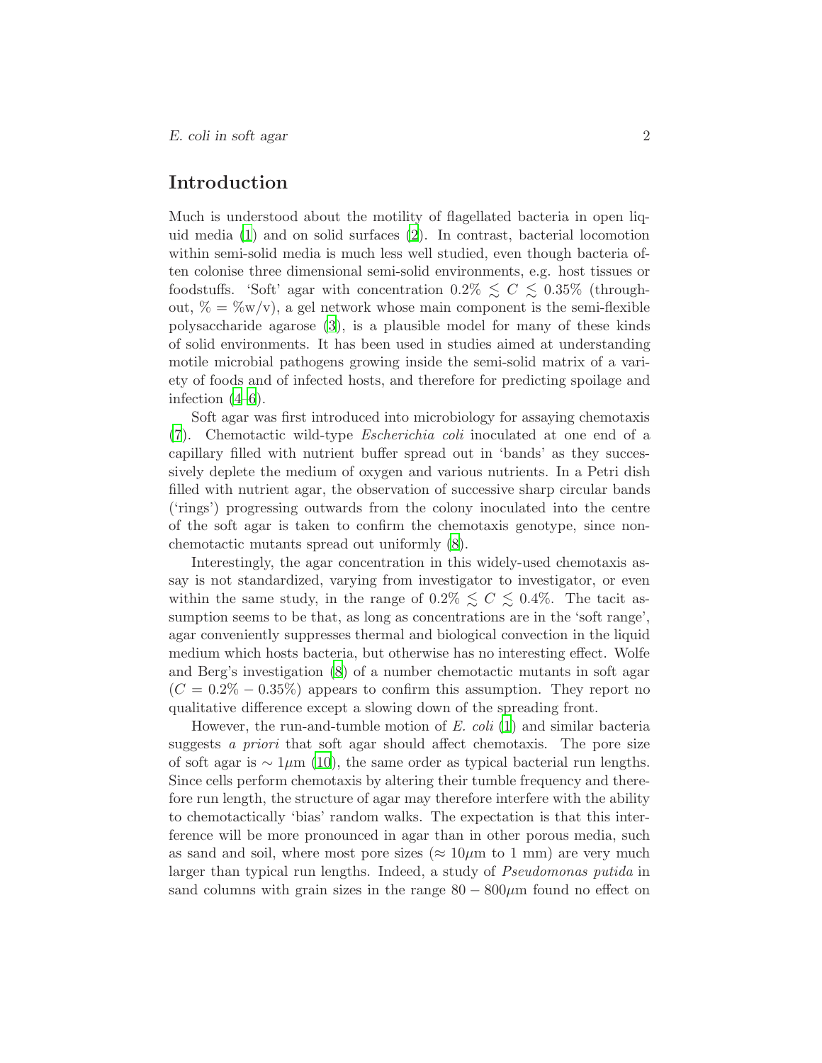## Introduction

Much is understood about the motility of flagellated bacteria in open liquid media (1) and on solid surfaces (2). In contrast, bacterial locomotion within semi-solid media is much less well studied, even though bacteria often colonise three dimensional semi-solid environments, e.g. host tissues or foodstuffs. 'Soft' agar with concentration $0.2\% \lesssim C \lesssim 0.35\%$ (throughout, $\% = \%\text{w/v}$), a gel network whose main component is the semi-flexible polysaccharide agarose (3), is a plausible model for many of these kinds of solid environments. It has been used in studies aimed at understanding motile microbial pathogens growing inside the semi-solid matrix of a variety of foods and of infected hosts, and therefore for predicting spoilage and infection (4–6).

Soft agar was first introduced into microbiology for assaying chemotaxis (7). Chemotactic wild-type *Escherichia coli* inoculated at one end of a capillary filled with nutrient buffer spread out in 'bands' as they successively deplete the medium of oxygen and various nutrients. In a Petri dish filled with nutrient agar, the observation of successive sharp circular bands ('rings') progressing outwards from the colony inoculated into the centre of the soft agar is taken to confirm the chemotaxis genotype, since non-chemotactic mutants spread out uniformly (8).

Interestingly, the agar concentration in this widely-used chemotaxis assay is not standardized, varying from investigator to investigator, or even within the same study, in the range of $0.2\% \lesssim C \lesssim 0.4\%$. The tacit assumption seems to be that, as long as concentrations are in the 'soft range', agar conveniently suppresses thermal and biological convection in the liquid medium which hosts bacteria, but otherwise has no interesting effect. Wolfe and Berg's investigation (8) of a number chemotactic mutants in soft agar ($C = 0.2\% - 0.35\%$) appears to confirm this assumption. They report no qualitative difference except a slowing down of the spreading front.

However, the run-and-tumble motion of *E. coli* (1) and similar bacteria suggests *a priori* that soft agar should affect chemotaxis. The pore size of soft agar is $\sim 1\mu$m (10), the same order as typical bacterial run lengths. Since cells perform chemotaxis by altering their tumble frequency and therefore run length, the structure of agar may therefore interfere with the ability to chemotactically 'bias' random walks. The expectation is that this interference will be more pronounced in agar than in other porous media, such as sand and soil, where most pore sizes ($\approx 10\mu$m to 1 mm) are very much larger than typical run lengths. Indeed, a study of *Pseudomonas putida* in sand columns with grain sizes in the range $80 - 800\mu$m found no effect on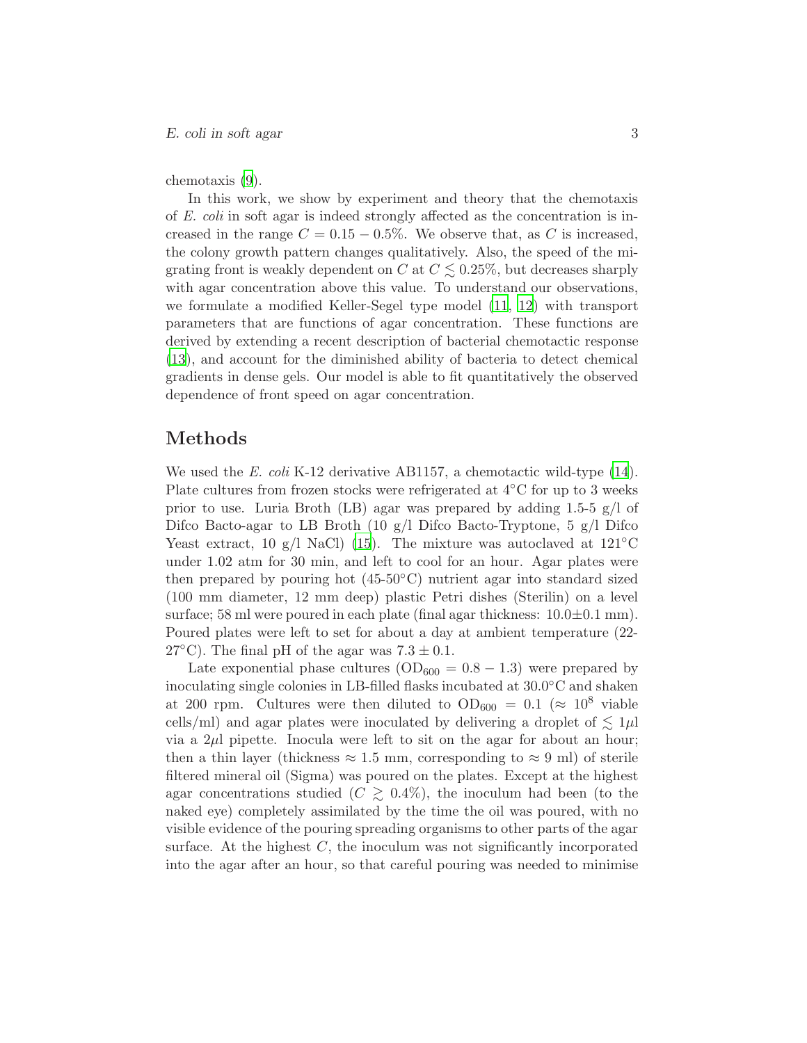chemotaxis (9).

In this work, we show by experiment and theory that the chemotaxis of *E. coli* in soft agar is indeed strongly affected as the concentration is increased in the range $C = 0.15 - 0.5\%$. We observe that, as $C$ is increased, the colony growth pattern changes qualitatively. Also, the speed of the migrating front is weakly dependent on $C$ at $C \lesssim 0.25\%$, but decreases sharply with agar concentration above this value. To understand our observations, we formulate a modified Keller-Segel type model (11, 12) with transport parameters that are functions of agar concentration. These functions are derived by extending a recent description of bacterial chemotactic response (13), and account for the diminished ability of bacteria to detect chemical gradients in dense gels. Our model is able to fit quantitatively the observed dependence of front speed on agar concentration.

## Methods

We used the *E. coli* K-12 derivative AB1157, a chemotactic wild-type (14). Plate cultures from frozen stocks were refrigerated at 4°C for up to 3 weeks prior to use. Luria Broth (LB) agar was prepared by adding 1.5-5 g/l of Difco Bacto-agar to LB Broth (10 g/l Difco Bacto-Tryptone, 5 g/l Difco Yeast extract, 10 g/l NaCl) (15). The mixture was autoclaved at 121°C under 1.02 atm for 30 min, and left to cool for an hour. Agar plates were then prepared by pouring hot (45-50°C) nutrient agar into standard sized (100 mm diameter, 12 mm deep) plastic Petri dishes (Sterilin) on a level surface; 58 ml were poured in each plate (final agar thickness: 10.0±0.1 mm). Poured plates were left to set for about a day at ambient temperature (22-27°C). The final pH of the agar was $7.3 \pm 0.1$.

Late exponential phase cultures ($OD_{600} = 0.8 - 1.3$) were prepared by inoculating single colonies in LB-filled flasks incubated at 30.0°C and shaken at 200 rpm. Cultures were then diluted to $OD_{600} = 0.1$ ($\approx 10^8$ viable cells/ml) and agar plates were inoculated by delivering a droplet of $\lesssim 1\mu$l via a $2\mu$l pipette. Inocula were left to sit on the agar for about an hour; then a thin layer (thickness $\approx 1.5$ mm, corresponding to $\approx 9$ ml) of sterile filtered mineral oil (Sigma) was poured on the plates. Except at the highest agar concentrations studied ($C \gtrsim 0.4\%$), the inoculum had been (to the naked eye) completely assimilated by the time the oil was poured, with no visible evidence of the pouring spreading organisms to other parts of the agar surface. At the highest $C$, the inoculum was not significantly incorporated into the agar after an hour, so that careful pouring was needed to minimise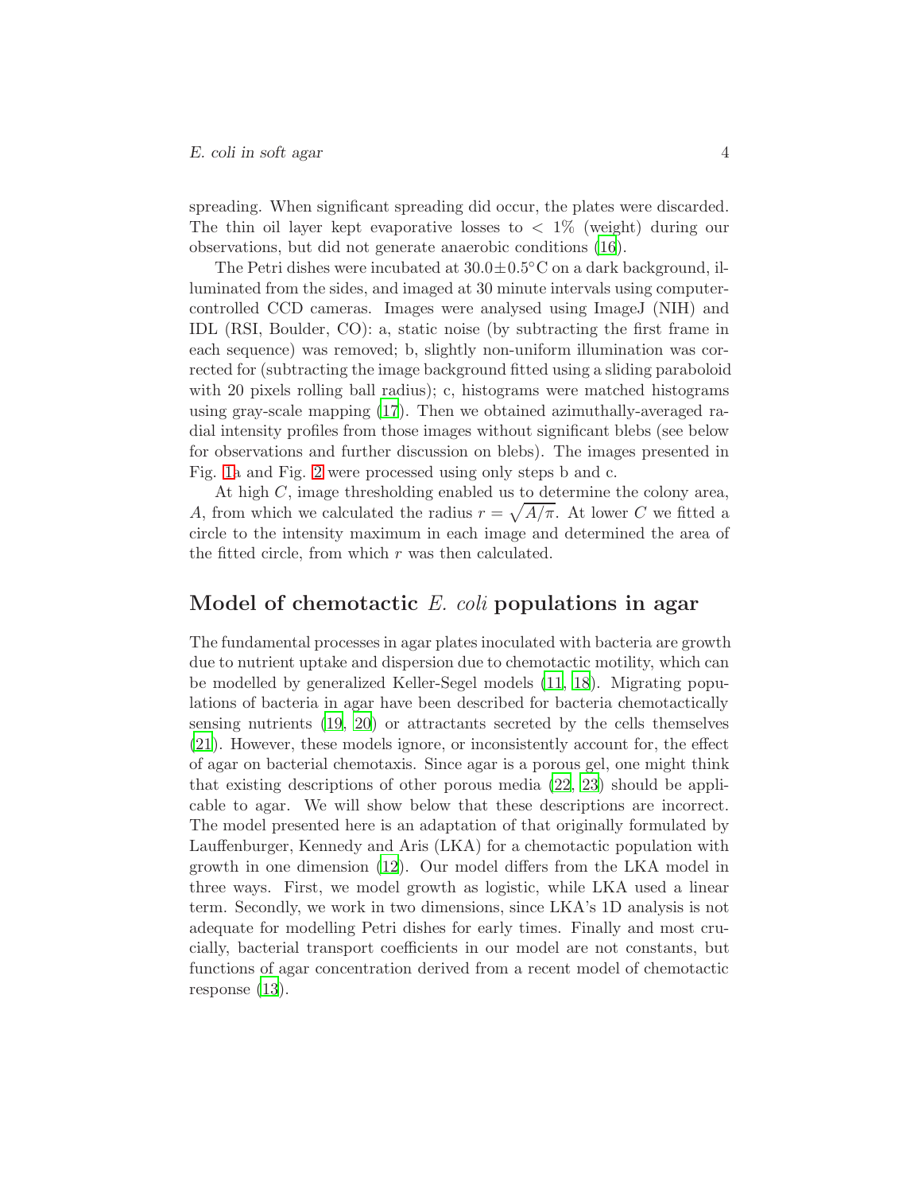spreading. When significant spreading did occur, the plates were discarded. The thin oil layer kept evaporative losses to $< 1\%$ (weight) during our observations, but did not generate anaerobic conditions (16).

The Petri dishes were incubated at $30.0 \pm 0.5^{\circ}$C on a dark background, illuminated from the sides, and imaged at 30 minute intervals using computer-controlled CCD cameras. Images were analysed using ImageJ (NIH) and IDL (RSI, Boulder, CO): a, static noise (by subtracting the first frame in each sequence) was removed; b, slightly non-uniform illumination was corrected for (subtracting the image background fitted using a sliding paraboloid with 20 pixels rolling ball radius); c, histograms were matched histograms using gray-scale mapping (17). Then we obtained azimuthally-averaged radial intensity profiles from those images without significant blebs (see below for observations and further discussion on blebs). The images presented in Fig. 1a and Fig. 2 were processed using only steps b and c.

At high $C$, image thresholding enabled us to determine the colony area, $A$, from which we calculated the radius $r = \sqrt{A/\pi}$. At lower $C$ we fitted a circle to the intensity maximum in each image and determined the area of the fitted circle, from which $r$ was then calculated.

## Model of chemotactic *E. coli* populations in agar

The fundamental processes in agar plates inoculated with bacteria are growth due to nutrient uptake and dispersion due to chemotactic motility, which can be modelled by generalized Keller-Segel models (11, 18). Migrating populations of bacteria in agar have been described for bacteria chemotactically sensing nutrients (19, 20) or attractants secreted by the cells themselves (21). However, these models ignore, or inconsistently account for, the effect of agar on bacterial chemotaxis. Since agar is a porous gel, one might think that existing descriptions of other porous media (22, 23) should be applicable to agar. We will show below that these descriptions are incorrect. The model presented here is an adaptation of that originally formulated by Lauffenburger, Kennedy and Aris (LKA) for a chemotactic population with growth in one dimension (12). Our model differs from the LKA model in three ways. First, we model growth as logistic, while LKA used a linear term. Secondly, we work in two dimensions, since LKA's 1D analysis is not adequate for modelling Petri dishes for early times. Finally and most crucially, bacterial transport coefficients in our model are not constants, but functions of agar concentration derived from a recent model of chemotactic response (13).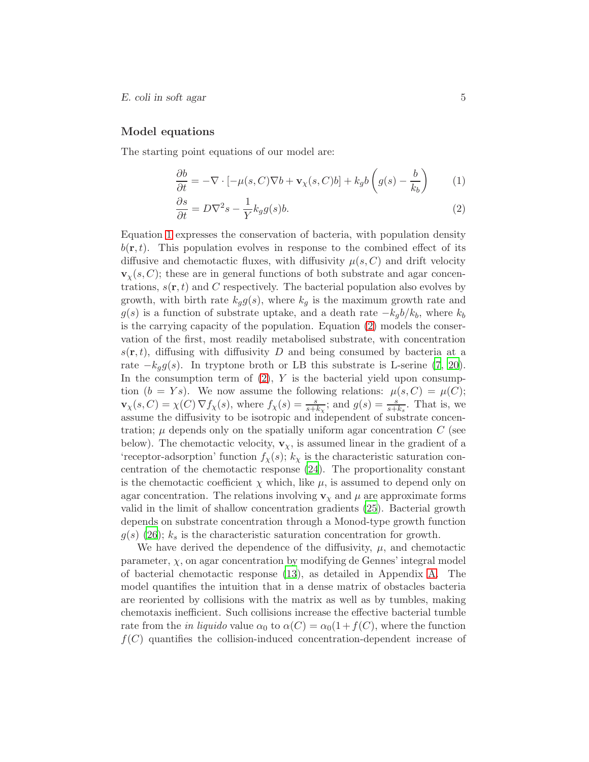### Model equations

The starting point equations of our model are:

$$\frac{\partial b}{\partial t} = -\nabla \cdot \left[ -\mu(s, C)\nabla b + \mathbf{v}_\chi(s, C) b \right] + k_g b \left( g(s) - \frac{b}{k_b} \right) \tag{1}$$

$$\frac{\partial s}{\partial t} = D\nabla^2 s - \frac{1}{Y} k_g g(s) b. \tag{2}$$

Equation 1 expresses the conservation of bacteria, with population density $b(\mathbf{r}, t)$. This population evolves in response to the combined effect of its diffusive and chemotactic fluxes, with diffusivity $\mu(s, C)$ and drift velocity $\mathbf{v}_\chi(s, C)$; these are in general functions of both substrate and agar concentrations, $s(\mathbf{r}, t)$ and $C$ respectively. The bacterial population also evolves by growth, with birth rate $k_g g(s)$, where $k_g$ is the maximum growth rate and $g(s)$ is a function of substrate uptake, and a death rate $-k_g b/k_b$, where $k_b$ is the carrying capacity of the population. Equation (2) models the conservation of the first, most readily metabolised substrate, with concentration $s(\mathbf{r}, t)$, diffusing with diffusivity $D$ and being consumed by bacteria at a rate $-k_g g(s)$. In tryptone broth or LB this substrate is L-serine (7, 20). In the consumption term of (2), $Y$ is the bacterial yield upon consumption ($b = Ys$). We now assume the following relations: $\mu(s, C) = \mu(C)$; $\mathbf{v}_\chi(s, C) = \chi(C)\,\nabla f_\chi(s)$, where $f_\chi(s) = \frac{s}{s+k_\chi}$; and $g(s) = \frac{s}{s+k_s}$. That is, we assume the diffusivity to be isotropic and independent of substrate concentration; $\mu$ depends only on the spatially uniform agar concentration $C$ (see below). The chemotactic velocity, $\mathbf{v}_\chi$, is assumed linear in the gradient of a 'receptor-adsorption' function $f_\chi(s)$; $k_\chi$ is the characteristic saturation concentration of the chemotactic response (24). The proportionality constant is the chemotactic coefficient $\chi$ which, like $\mu$, is assumed to depend only on agar concentration. The relations involving $\mathbf{v}_\chi$ and $\mu$ are approximate forms valid in the limit of shallow concentration gradients (25). Bacterial growth depends on substrate concentration through a Monod-type growth function $g(s)$ (26); $k_s$ is the characteristic saturation concentration for growth.

We have derived the dependence of the diffusivity, $\mu$, and chemotactic parameter, $\chi$, on agar concentration by modifying de Gennes' integral model of bacterial chemotactic response (13), as detailed in Appendix A. The model quantifies the intuition that in a dense matrix of obstacles bacteria are reoriented by collisions with the matrix as well as by tumbles, making chemotaxis inefficient. Such collisions increase the effective bacterial tumble rate from the *in liquido* value $\alpha_0$ to $\alpha(C) = \alpha_0(1 + f(C))$, where the function $f(C)$ quantifies the collision-induced concentration-dependent increase of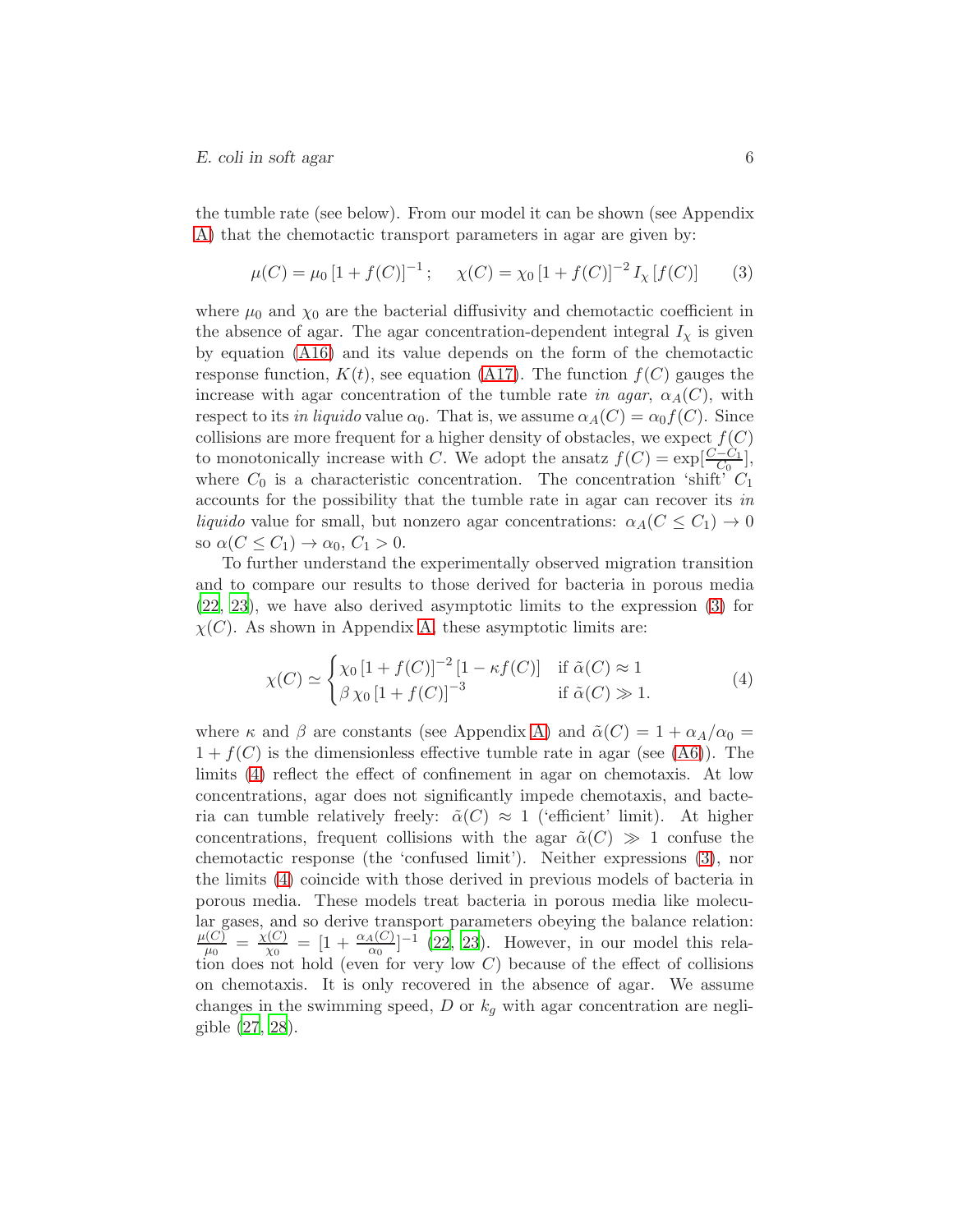the tumble rate (see below). From our model it can be shown (see Appendix A) that the chemotactic transport parameters in agar are given by:

$$\mu(C) = \mu_0 \left[1 + f(C)\right]^{-1}; \qquad \chi(C) = \chi_0 \left[1 + f(C)\right]^{-2} I_\chi \left[f(C)\right] \tag{3}$$

where $\mu_0$ and $\chi_0$ are the bacterial diffusivity and chemotactic coefficient in the absence of agar. The agar concentration-dependent integral $I_\chi$ is given by equation (A16) and its value depends on the form of the chemotactic response function, $K(t)$, see equation (A17). The function $f(C)$ gauges the increase with agar concentration of the tumble rate *in agar*, $\alpha_A(C)$, with respect to its *in liquido* value $\alpha_0$. That is, we assume $\alpha_A(C) = \alpha_0 f(C)$. Since collisions are more frequent for a higher density of obstacles, we expect $f(C)$ to monotonically increase with $C$. We adopt the ansatz $f(C) = \exp[\frac{C - C_1}{C_0}]$, where $C_0$ is a characteristic concentration. The concentration 'shift' $C_1$ accounts for the possibility that the tumble rate in agar can recover its *in liquido* value for small, but nonzero agar concentrations: $\alpha_A(C \leq C_1) \to 0$ so $\alpha(C \leq C_1) \to \alpha_0$, $C_1 > 0$.

To further understand the experimentally observed migration transition and to compare our results to those derived for bacteria in porous media (22, 23), we have also derived asymptotic limits to the expression (3) for $\chi(C)$. As shown in Appendix A, these asymptotic limits are:

$$\chi(C) \simeq \begin{cases} \chi_0 \left[1 + f(C)\right]^{-2} \left[1 - \kappa f(C)\right] & \text{if } \tilde{\alpha}(C) \approx 1 \\ \beta\, \chi_0 \left[1 + f(C)\right]^{-3} & \text{if } \tilde{\alpha}(C) \gg 1. \end{cases} \tag{4}$$

where $\kappa$ and $\beta$ are constants (see Appendix A) and $\tilde{\alpha}(C) = 1 + \alpha_A/\alpha_0 = 1 + f(C)$ is the dimensionless effective tumble rate in agar (see (A6)). The limits (4) reflect the effect of confinement in agar on chemotaxis. At low concentrations, agar does not significantly impede chemotaxis, and bacteria can tumble relatively freely: $\tilde{\alpha}(C) \approx 1$ ('efficient' limit). At higher concentrations, frequent collisions with the agar $\tilde{\alpha}(C) \gg 1$ confuse the chemotactic response (the 'confused limit'). Neither expressions (3), nor the limits (4) coincide with those derived in previous models of bacteria in porous media. These models treat bacteria in porous media like molecular gases, and so derive transport parameters obeying the balance relation: $\frac{\mu(C)}{\mu_0} = \frac{\chi(C)}{\chi_0} = [1 + \frac{\alpha_A(C)}{\alpha_0}]^{-1}$ (22, 23). However, in our model this relation does not hold (even for very low $C$) because of the effect of collisions on chemotaxis. It is only recovered in the absence of agar. We assume changes in the swimming speed, $D$ or $k_g$ with agar concentration are negligible (27, 28).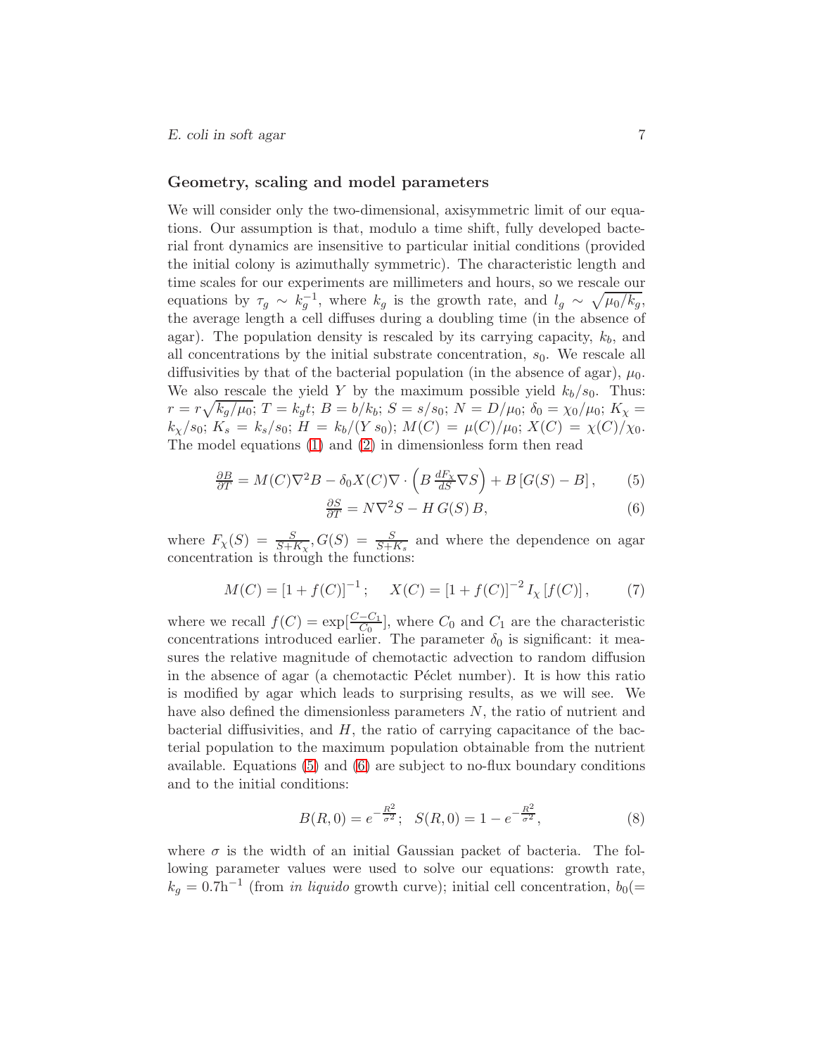### Geometry, scaling and model parameters

We will consider only the two-dimensional, axisymmetric limit of our equations. Our assumption is that, modulo a time shift, fully developed bacterial front dynamics are insensitive to particular initial conditions (provided the initial colony is azimuthally symmetric). The characteristic length and time scales for our experiments are millimeters and hours, so we rescale our equations by $\tau_g \sim k_g^{-1}$, where $k_g$ is the growth rate, and $l_g \sim \sqrt{\mu_0/k_g}$, the average length a cell diffuses during a doubling time (in the absence of agar). The population density is rescaled by its carrying capacity, $k_b$, and all concentrations by the initial substrate concentration, $s_0$. We rescale all diffusivities by that of the bacterial population (in the absence of agar), $\mu_0$. We also rescale the yield $Y$ by the maximum possible yield $k_b/s_0$. Thus: $r = r\sqrt{k_g/\mu_0}$; $T = k_g t$; $B = b/k_b$; $S = s/s_0$; $N = D/\mu_0$; $\delta_0 = \chi_0/\mu_0$; $K_\chi = k_\chi/s_0$; $K_s = k_s/s_0$; $H = k_b/(Y\, s_0)$; $M(C) = \mu(C)/\mu_0$; $X(C) = \chi(C)/\chi_0$. The model equations (1) and (2) in dimensionless form then read

$$\frac{\partial B}{\partial T} = M(C)\nabla^2 B - \delta_0 X(C)\nabla\cdot\left(B\,\frac{dF_\chi}{dS}\nabla S\right) + B\left[G(S) - B\right], \qquad (5)$$

$$\frac{\partial S}{\partial T} = N\nabla^2 S - H\,G(S)\,B, \qquad (6)$$

where $F_\chi(S) = \frac{S}{S+K_\chi}, G(S) = \frac{S}{S+K_s}$ and where the dependence on agar concentration is through the functions:

$$M(C) = \left[1 + f(C)\right]^{-1}; \quad X(C) = \left[1 + f(C)\right]^{-2} I_\chi\left[f(C)\right], \qquad (7)$$

where we recall $f(C) = \exp[\frac{C-C_1}{C_0}]$, where $C_0$ and $C_1$ are the characteristic concentrations introduced earlier. The parameter $\delta_0$ is significant: it measures the relative magnitude of chemotactic advection to random diffusion in the absence of agar (a chemotactic Péclet number). It is how this ratio is modified by agar which leads to surprising results, as we will see. We have also defined the dimensionless parameters $N$, the ratio of nutrient and bacterial diffusivities, and $H$, the ratio of carrying capacitance of the bacterial population to the maximum population obtainable from the nutrient available. Equations (5) and (6) are subject to no-flux boundary conditions and to the initial conditions:

$$B(R,0) = e^{-\frac{R^2}{\sigma^2}}; \quad S(R,0) = 1 - e^{-\frac{R^2}{\sigma^2}}, \qquad (8)$$

where $\sigma$ is the width of an initial Gaussian packet of bacteria. The following parameter values were used to solve our equations: growth rate, $k_g = 0.7\text{h}^{-1}$ (from *in liquido* growth curve); initial cell concentration, $b_0(=$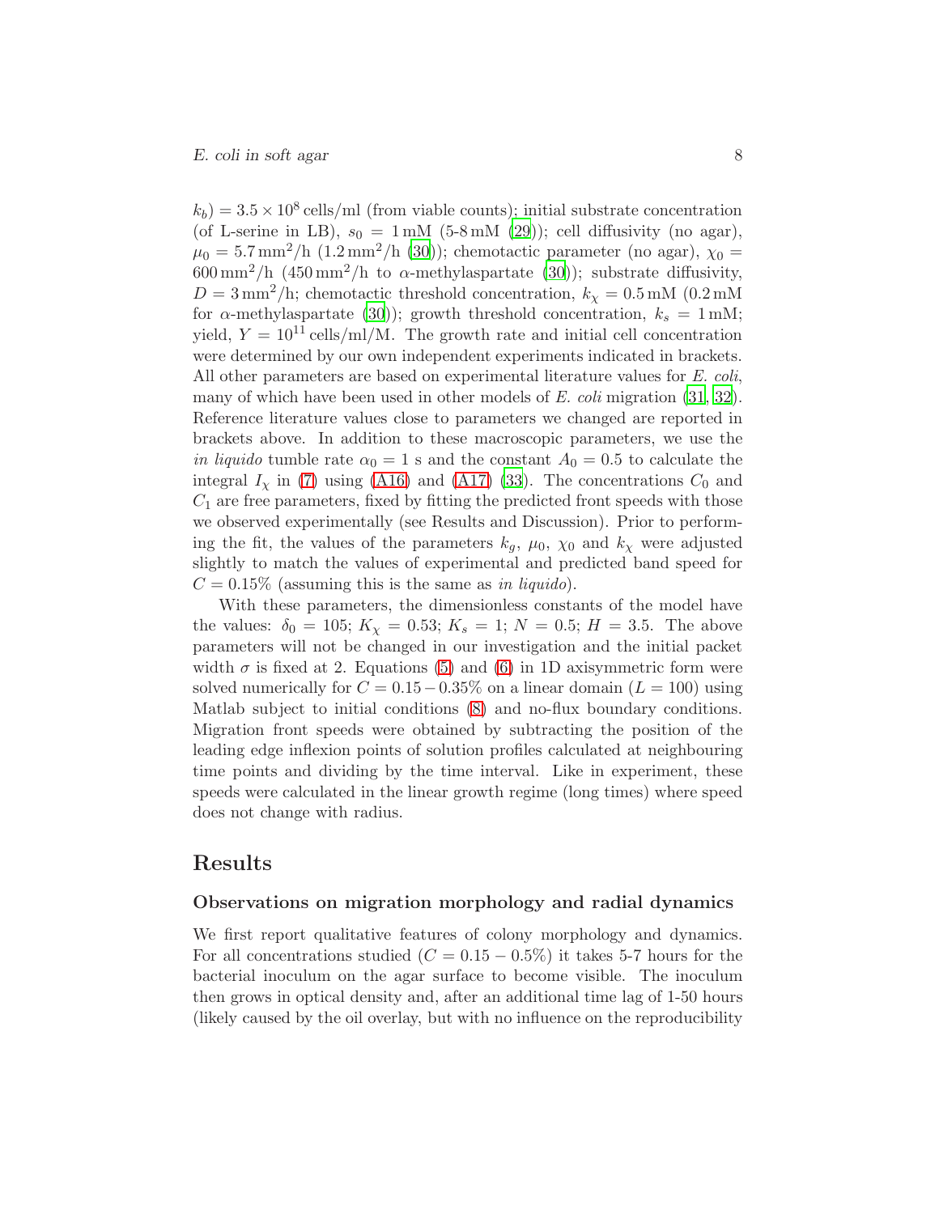$k_b) = 3.5 \times 10^8$ cells/ml (from viable counts); initial substrate concentration (of L-serine in LB), $s_0 = 1\,\text{mM}$ (5-8 mM (29)); cell diffusivity (no agar), $\mu_0 = 5.7\,\text{mm}^2/\text{h}$ ($1.2\,\text{mm}^2/\text{h}$ (30)); chemotactic parameter (no agar), $\chi_0 = 600\,\text{mm}^2/\text{h}$ ($450\,\text{mm}^2/\text{h}$ to $\alpha$-methylaspartate (30)); substrate diffusivity, $D = 3\,\text{mm}^2/\text{h}$; chemotactic threshold concentration, $k_\chi = 0.5\,\text{mM}$ (0.2 mM for $\alpha$-methylaspartate (30)); growth threshold concentration, $k_s = 1\,\text{mM}$; yield, $Y = 10^{11}$ cells/ml/M. The growth rate and initial cell concentration were determined by our own independent experiments indicated in brackets. All other parameters are based on experimental literature values for *E. coli*, many of which have been used in other models of *E. coli* migration (31, 32). Reference literature values close to parameters we changed are reported in brackets above. In addition to these macroscopic parameters, we use the *in liquido* tumble rate $\alpha_0 = 1$ s and the constant $A_0 = 0.5$ to calculate the integral $I_\chi$ in (7) using (A16) and (A17) (33). The concentrations $C_0$ and $C_1$ are free parameters, fixed by fitting the predicted front speeds with those we observed experimentally (see Results and Discussion). Prior to performing the fit, the values of the parameters $k_g$, $\mu_0$, $\chi_0$ and $k_\chi$ were adjusted slightly to match the values of experimental and predicted band speed for $C = 0.15\%$ (assuming this is the same as *in liquido*).

With these parameters, the dimensionless constants of the model have the values: $\delta_0 = 105$; $K_\chi = 0.53$; $K_s = 1$; $N = 0.5$; $H = 3.5$. The above parameters will not be changed in our investigation and the initial packet width $\sigma$ is fixed at 2. Equations (5) and (6) in 1D axisymmetric form were solved numerically for $C = 0.15 - 0.35\%$ on a linear domain ($L = 100$) using Matlab subject to initial conditions (8) and no-flux boundary conditions. Migration front speeds were obtained by subtracting the position of the leading edge inflexion points of solution profiles calculated at neighbouring time points and dividing by the time interval. Like in experiment, these speeds were calculated in the linear growth regime (long times) where speed does not change with radius.

## Results

### Observations on migration morphology and radial dynamics

We first report qualitative features of colony morphology and dynamics. For all concentrations studied ($C = 0.15 - 0.5\%$) it takes 5-7 hours for the bacterial inoculum on the agar surface to become visible. The inoculum then grows in optical density and, after an additional time lag of 1-50 hours (likely caused by the oil overlay, but with no influence on the reproducibility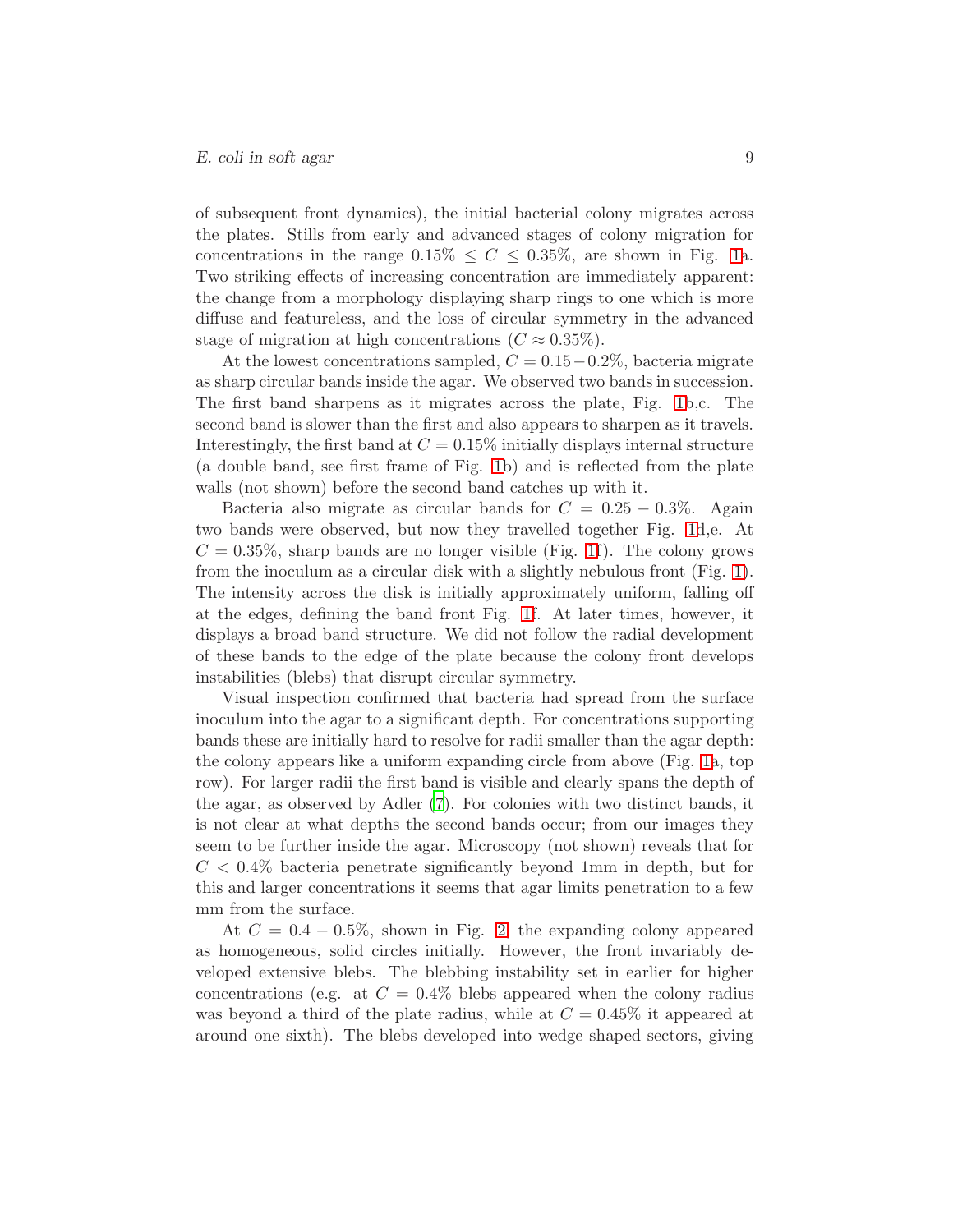of subsequent front dynamics), the initial bacterial colony migrates across the plates. Stills from early and advanced stages of colony migration for concentrations in the range $0.15\% \leq C \leq 0.35\%$, are shown in Fig. 1a. Two striking effects of increasing concentration are immediately apparent: the change from a morphology displaying sharp rings to one which is more diffuse and featureless, and the loss of circular symmetry in the advanced stage of migration at high concentrations ($C \approx 0.35\%$).

At the lowest concentrations sampled, $C = 0.15-0.2\%$, bacteria migrate as sharp circular bands inside the agar. We observed two bands in succession. The first band sharpens as it migrates across the plate, Fig. 1b,c. The second band is slower than the first and also appears to sharpen as it travels. Interestingly, the first band at $C = 0.15\%$ initially displays internal structure (a double band, see first frame of Fig. 1b) and is reflected from the plate walls (not shown) before the second band catches up with it.

Bacteria also migrate as circular bands for $C = 0.25 - 0.3\%$. Again two bands were observed, but now they travelled together Fig. 1d,e. At $C = 0.35\%$, sharp bands are no longer visible (Fig. 1f). The colony grows from the inoculum as a circular disk with a slightly nebulous front (Fig. 1). The intensity across the disk is initially approximately uniform, falling off at the edges, defining the band front Fig. 1f. At later times, however, it displays a broad band structure. We did not follow the radial development of these bands to the edge of the plate because the colony front develops instabilities (blebs) that disrupt circular symmetry.

Visual inspection confirmed that bacteria had spread from the surface inoculum into the agar to a significant depth. For concentrations supporting bands these are initially hard to resolve for radii smaller than the agar depth: the colony appears like a uniform expanding circle from above (Fig. 1a, top row). For larger radii the first band is visible and clearly spans the depth of the agar, as observed by Adler (7). For colonies with two distinct bands, it is not clear at what depths the second bands occur; from our images they seem to be further inside the agar. Microscopy (not shown) reveals that for $C < 0.4\%$ bacteria penetrate significantly beyond 1mm in depth, but for this and larger concentrations it seems that agar limits penetration to a few mm from the surface.

At $C = 0.4 - 0.5\%$, shown in Fig. 2, the expanding colony appeared as homogeneous, solid circles initially. However, the front invariably developed extensive blebs. The blebbing instability set in earlier for higher concentrations (e.g. at $C = 0.4\%$ blebs appeared when the colony radius was beyond a third of the plate radius, while at $C = 0.45\%$ it appeared at around one sixth). The blebs developed into wedge shaped sectors, giving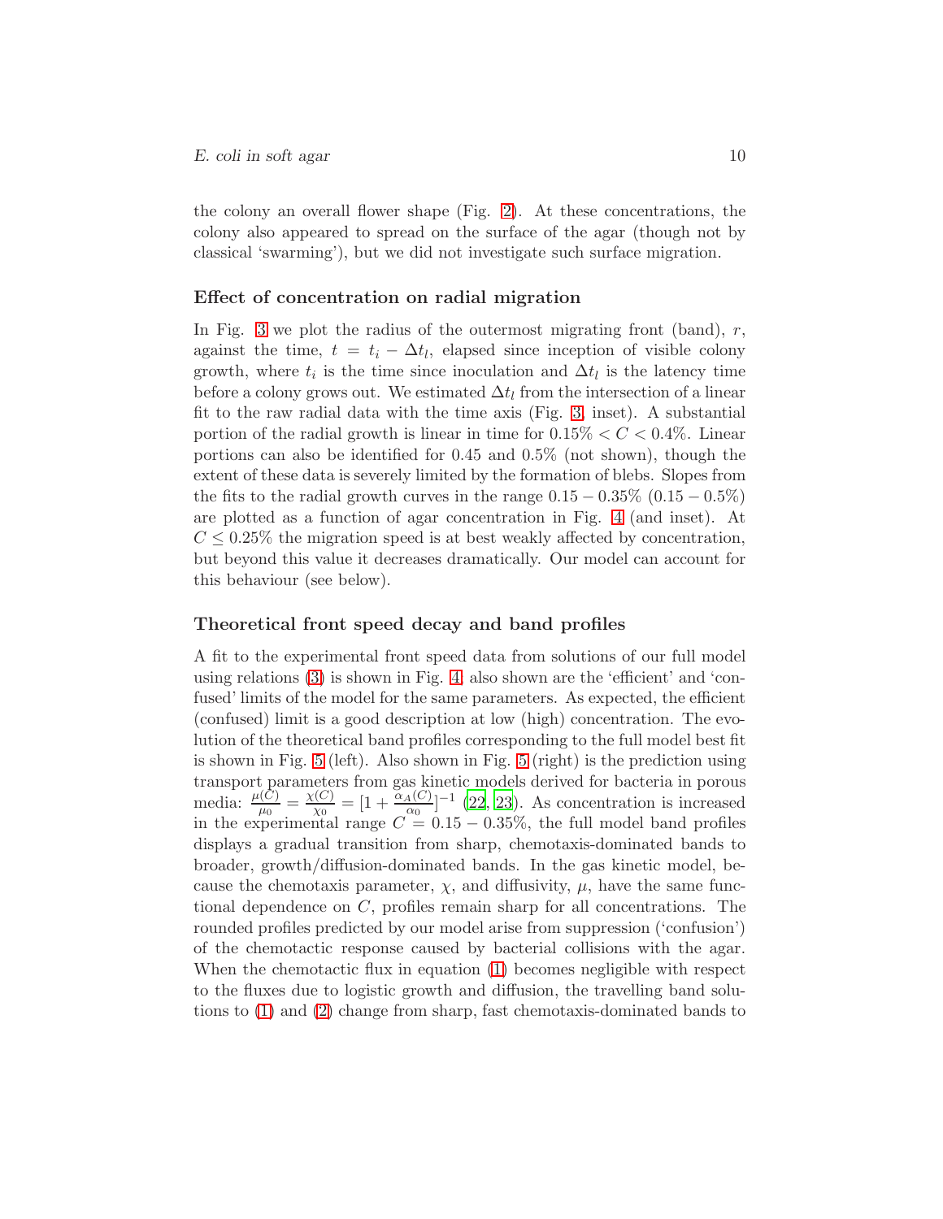the colony an overall flower shape (Fig. 2). At these concentrations, the colony also appeared to spread on the surface of the agar (though not by classical 'swarming'), but we did not investigate such surface migration.

### Effect of concentration on radial migration

In Fig. 3 we plot the radius of the outermost migrating front (band), $r$, against the time, $t = t_i - \Delta t_l$, elapsed since inception of visible colony growth, where $t_i$ is the time since inoculation and $\Delta t_l$ is the latency time before a colony grows out. We estimated $\Delta t_l$ from the intersection of a linear fit to the raw radial data with the time axis (Fig. 3, inset). A substantial portion of the radial growth is linear in time for $0.15\% < C < 0.4\%$. Linear portions can also be identified for 0.45 and 0.5% (not shown), though the extent of these data is severely limited by the formation of blebs. Slopes from the fits to the radial growth curves in the range $0.15 - 0.35\%$ $(0.15 - 0.5\%)$ are plotted as a function of agar concentration in Fig. 4 (and inset). At $C \leq 0.25\%$ the migration speed is at best weakly affected by concentration, but beyond this value it decreases dramatically. Our model can account for this behaviour (see below).

### Theoretical front speed decay and band profiles

A fit to the experimental front speed data from solutions of our full model using relations (3) is shown in Fig. 4; also shown are the 'efficient' and 'confused' limits of the model for the same parameters. As expected, the efficient (confused) limit is a good description at low (high) concentration. The evolution of the theoretical band profiles corresponding to the full model best fit is shown in Fig. 5 (left). Also shown in Fig. 5 (right) is the prediction using transport parameters from gas kinetic models derived for bacteria in porous media: $\frac{\mu(C)}{\mu_0} = \frac{\chi(C)}{\chi_0} = [1 + \frac{\alpha_A(C)}{\alpha_0}]^{-1}$ [22, 23]. As concentration is increased in the experimental range $C = 0.15 - 0.35\%$, the full model band profiles displays a gradual transition from sharp, chemotaxis-dominated bands to broader, growth/diffusion-dominated bands. In the gas kinetic model, because the chemotaxis parameter, $\chi$, and diffusivity, $\mu$, have the same functional dependence on $C$, profiles remain sharp for all concentrations. The rounded profiles predicted by our model arise from suppression ('confusion') of the chemotactic response caused by bacterial collisions with the agar. When the chemotactic flux in equation (1) becomes negligible with respect to the fluxes due to logistic growth and diffusion, the travelling band solutions to (1) and (2) change from sharp, fast chemotaxis-dominated bands to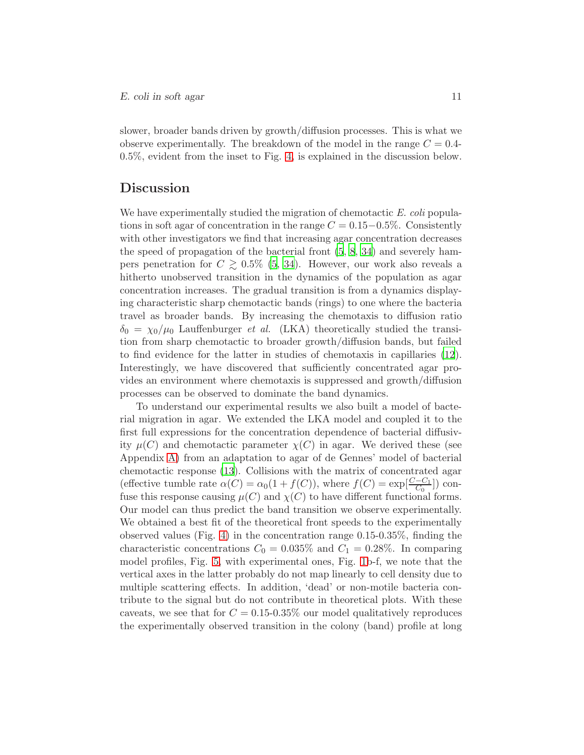slower, broader bands driven by growth/diffusion processes. This is what we observe experimentally. The breakdown of the model in the range $C = 0.4$-$0.5\%$, evident from the inset to Fig. 4, is explained in the discussion below.

## Discussion

We have experimentally studied the migration of chemotactic *E. coli* populations in soft agar of concentration in the range $C = 0.15-0.5\%$. Consistently with other investigators we find that increasing agar concentration decreases the speed of propagation of the bacterial front (5, 8, 34) and severely hampers penetration for $C \gtrsim 0.5\%$ (5, 34). However, our work also reveals a hitherto unobserved transition in the dynamics of the population as agar concentration increases. The gradual transition is from a dynamics displaying characteristic sharp chemotactic bands (rings) to one where the bacteria travel as broader bands. By increasing the chemotaxis to diffusion ratio $\delta_0 = \chi_0/\mu_0$ Lauffenburger *et al.* (LKA) theoretically studied the transition from sharp chemotactic to broader growth/diffusion bands, but failed to find evidence for the latter in studies of chemotaxis in capillaries (12). Interestingly, we have discovered that sufficiently concentrated agar provides an environment where chemotaxis is suppressed and growth/diffusion processes can be observed to dominate the band dynamics.

To understand our experimental results we also built a model of bacterial migration in agar. We extended the LKA model and coupled it to the first full expressions for the concentration dependence of bacterial diffusivity $\mu(C)$ and chemotactic parameter $\chi(C)$ in agar. We derived these (see Appendix A) from an adaptation to agar of de Gennes' model of bacterial chemotactic response (13). Collisions with the matrix of concentrated agar (effective tumble rate $\alpha(C) = \alpha_0(1 + f(C))$, where $f(C) = \exp[\frac{C-C_1}{C_0}]$) confuse this response causing $\mu(C)$ and $\chi(C)$ to have different functional forms. Our model can thus predict the band transition we observe experimentally. We obtained a best fit of the theoretical front speeds to the experimentally observed values (Fig. 4) in the concentration range 0.15-0.35%, finding the characteristic concentrations $C_0 = 0.035\%$ and $C_1 = 0.28\%$. In comparing model profiles, Fig. 5, with experimental ones, Fig. 1b-f, we note that the vertical axes in the latter probably do not map linearly to cell density due to multiple scattering effects. In addition, 'dead' or non-motile bacteria contribute to the signal but do not contribute in theoretical plots. With these caveats, we see that for $C = 0.15$-$0.35\%$ our model qualitatively reproduces the experimentally observed transition in the colony (band) profile at long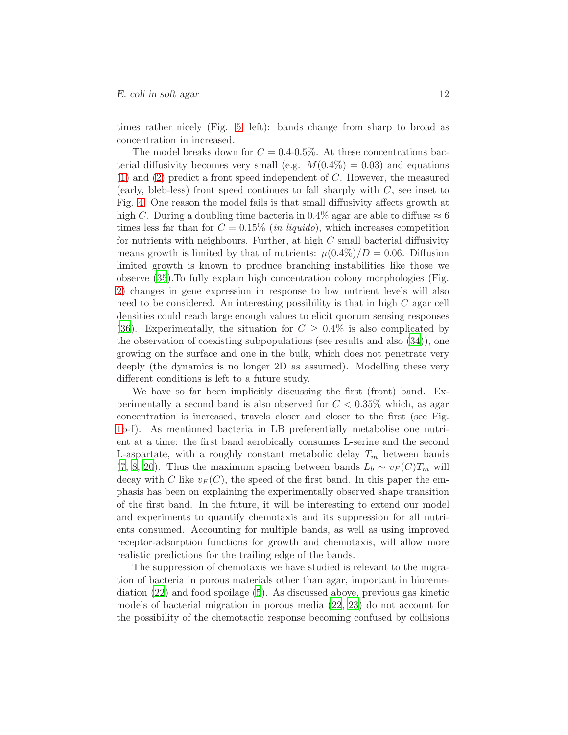times rather nicely (Fig. 5, left): bands change from sharp to broad as concentration in increased.

The model breaks down for $C = 0.4$-$0.5\%$. At these concentrations bacterial diffusivity becomes very small (e.g. $M(0.4\%) = 0.03$) and equations (1) and (2) predict a front speed independent of $C$. However, the measured (early, bleb-less) front speed continues to fall sharply with $C$, see inset to Fig. 4. One reason the model fails is that small diffusivity affects growth at high $C$. During a doubling time bacteria in 0.4% agar are able to diffuse $\approx 6$ times less far than for $C = 0.15\%$ (*in liquido*), which increases competition for nutrients with neighbours. Further, at high $C$ small bacterial diffusivity means growth is limited by that of nutrients: $\mu(0.4\%)/D = 0.06$. Diffusion limited growth is known to produce branching instabilities like those we observe (35).To fully explain high concentration colony morphologies (Fig. 2) changes in gene expression in response to low nutrient levels will also need to be considered. An interesting possibility is that in high $C$ agar cell densities could reach large enough values to elicit quorum sensing responses (36). Experimentally, the situation for $C \geq 0.4\%$ is also complicated by the observation of coexisting subpopulations (see results and also (34)), one growing on the surface and one in the bulk, which does not penetrate very deeply (the dynamics is no longer 2D as assumed). Modelling these very different conditions is left to a future study.

We have so far been implicitly discussing the first (front) band. Experimentally a second band is also observed for $C < 0.35\%$ which, as agar concentration is increased, travels closer and closer to the first (see Fig. 1b-f). As mentioned bacteria in LB preferentially metabolise one nutrient at a time: the first band aerobically consumes L-serine and the second L-aspartate, with a roughly constant metabolic delay $T_m$ between bands (7, 8, 20). Thus the maximum spacing between bands $L_b \sim v_F(C)T_m$ will decay with $C$ like $v_F(C)$, the speed of the first band. In this paper the emphasis has been on explaining the experimentally observed shape transition of the first band. In the future, it will be interesting to extend our model and experiments to quantify chemotaxis and its suppression for all nutrients consumed. Accounting for multiple bands, as well as using improved receptor-adsorption functions for growth and chemotaxis, will allow more realistic predictions for the trailing edge of the bands.

The suppression of chemotaxis we have studied is relevant to the migration of bacteria in porous materials other than agar, important in bioremediation (22) and food spoilage (5). As discussed above, previous gas kinetic models of bacterial migration in porous media (22, 23) do not account for the possibility of the chemotactic response becoming confused by collisions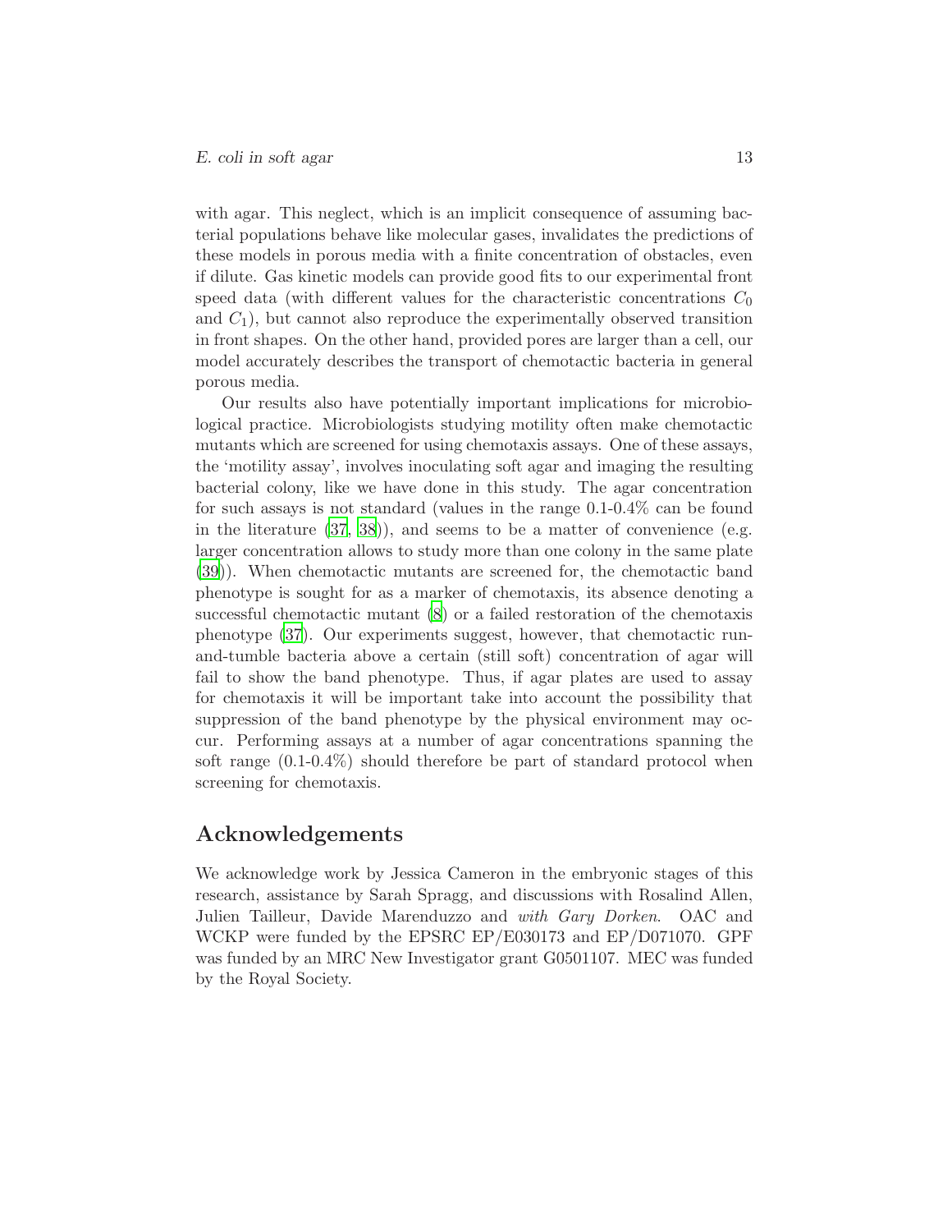with agar. This neglect, which is an implicit consequence of assuming bacterial populations behave like molecular gases, invalidates the predictions of these models in porous media with a finite concentration of obstacles, even if dilute. Gas kinetic models can provide good fits to our experimental front speed data (with different values for the characteristic concentrations $C_0$ and $C_1$), but cannot also reproduce the experimentally observed transition in front shapes. On the other hand, provided pores are larger than a cell, our model accurately describes the transport of chemotactic bacteria in general porous media.

Our results also have potentially important implications for microbiological practice. Microbiologists studying motility often make chemotactic mutants which are screened for using chemotaxis assays. One of these assays, the 'motility assay', involves inoculating soft agar and imaging the resulting bacterial colony, like we have done in this study. The agar concentration for such assays is not standard (values in the range 0.1-0.4% can be found in the literature ([37, 38])), and seems to be a matter of convenience (e.g. larger concentration allows to study more than one colony in the same plate ([39])). When chemotactic mutants are screened for, the chemotactic band phenotype is sought for as a marker of chemotaxis, its absence denoting a successful chemotactic mutant ([8]) or a failed restoration of the chemotaxis phenotype ([37]). Our experiments suggest, however, that chemotactic run-and-tumble bacteria above a certain (still soft) concentration of agar will fail to show the band phenotype. Thus, if agar plates are used to assay for chemotaxis it will be important take into account the possibility that suppression of the band phenotype by the physical environment may occur. Performing assays at a number of agar concentrations spanning the soft range (0.1-0.4%) should therefore be part of standard protocol when screening for chemotaxis.

## Acknowledgements

We acknowledge work by Jessica Cameron in the embryonic stages of this research, assistance by Sarah Spragg, and discussions with Rosalind Allen, Julien Tailleur, Davide Marenduzzo and *with Gary Dorken*. OAC and WCKP were funded by the EPSRC EP/E030173 and EP/D071070. GPF was funded by an MRC New Investigator grant G0501107. MEC was funded by the Royal Society.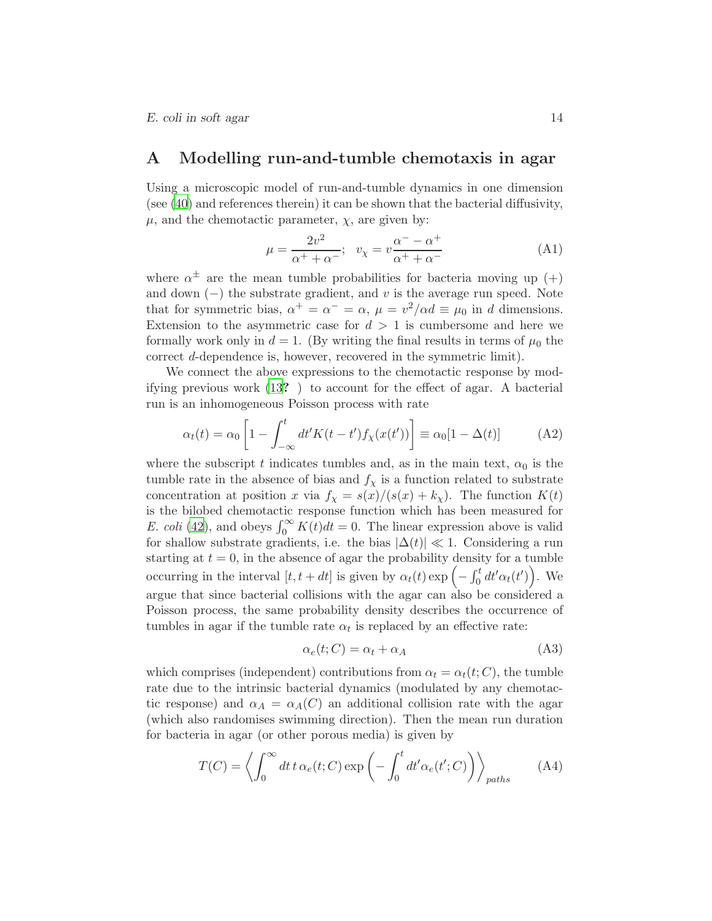## A Modelling run-and-tumble chemotaxis in agar

Using a microscopic model of run-and-tumble dynamics in one dimension (see (40) and references therein) it can be shown that the bacterial diffusivity, $\mu$, and the chemotactic parameter, $\chi$, are given by:

$$\mu = \frac{2v^2}{\alpha^+ + \alpha^-}; \quad v_\chi = v\frac{\alpha^- - \alpha^+}{\alpha^+ + \alpha^-} \tag{A1}$$

where $\alpha^\pm$ are the mean tumble probabilities for bacteria moving up $(+)$ and down $(-)$ the substrate gradient, and $v$ is the average run speed. Note that for symmetric bias, $\alpha^+ = \alpha^- = \alpha$, $\mu = v^2/\alpha d \equiv \mu_0$ in $d$ dimensions. Extension to the asymmetric case for $d > 1$ is cumbersome and here we formally work only in $d = 1$. (By writing the final results in terms of $\mu_0$ the correct $d$-dependence is, however, recovered in the symmetric limit).

We connect the above expressions to the chemotactic response by modifying previous work (13**?** ) to account for the effect of agar. A bacterial run is an inhomogeneous Poisson process with rate

$$\alpha_t(t) = \alpha_0 \left[1 - \int_{-\infty}^{t} dt' K(t - t') f_\chi(x(t'))\right] \equiv \alpha_0[1 - \Delta(t)] \tag{A2}$$

where the subscript $t$ indicates tumbles and, as in the main text, $\alpha_0$ is the tumble rate in the absence of bias and $f_\chi$ is a function related to substrate concentration at position $x$ via $f_\chi = s(x)/(s(x) + k_\chi)$. The function $K(t)$ is the bilobed chemotactic response function which has been measured for *E. coli* (42), and obeys $\int_0^\infty K(t)dt = 0$. The linear expression above is valid for shallow substrate gradients, i.e. the bias $|\Delta(t)| \ll 1$. Considering a run starting at $t = 0$, in the absence of agar the probability density for a tumble occurring in the interval $[t, t + dt]$ is given by $\alpha_t(t) \exp\left(-\int_0^t dt' \alpha_t(t')\right)$. We argue that since bacterial collisions with the agar can also be considered a Poisson process, the same probability density describes the occurrence of tumbles in agar if the tumble rate $\alpha_t$ is replaced by an effective rate:

$$\alpha_e(t; C) = \alpha_t + \alpha_A \tag{A3}$$

which comprises (independent) contributions from $\alpha_t = \alpha_t(t; C)$, the tumble rate due to the intrinsic bacterial dynamics (modulated by any chemotactic response) and $\alpha_A = \alpha_A(C)$ an additional collision rate with the agar (which also randomises swimming direction). Then the mean run duration for bacteria in agar (or other porous media) is given by

$$T(C) = \left\langle \int_0^\infty dt\, t\, \alpha_e(t; C) \exp\left(-\int_0^t dt' \alpha_e(t'; C)\right)\right\rangle_{paths} \tag{A4}$$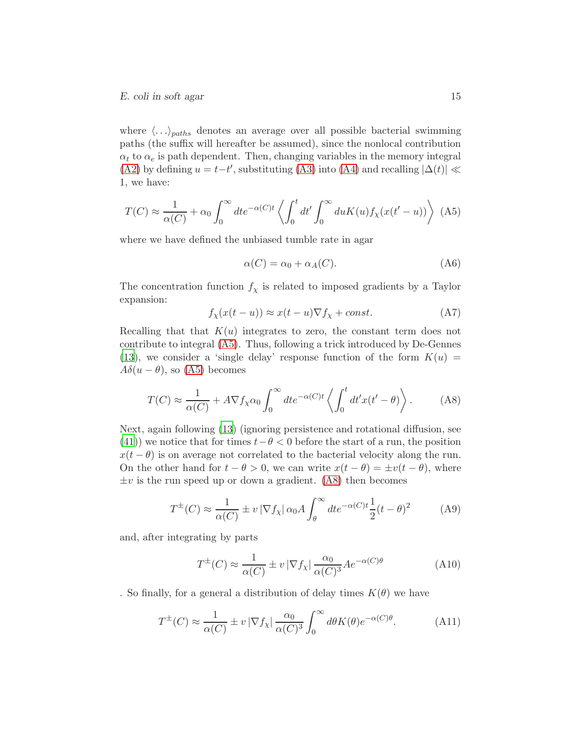where $\langle \ldots \rangle_{paths}$ denotes an average over all possible bacterial swimming paths (the suffix will hereafter be assumed), since the nonlocal contribution $\alpha_t$ to $\alpha_e$ is path dependent. Then, changing variables in the memory integral (A2) by defining $u = t - t'$, substituting (A3) into (A4) and recalling $|\Delta(t)| \ll 1$, we have:

$$T(C) \approx \frac{1}{\alpha(C)} + \alpha_0 \int_0^\infty dt e^{-\alpha(C)t} \left\langle \int_0^t dt' \int_0^\infty du K(u) f_\chi(x(t'-u)) \right\rangle \quad \text{(A5)}$$

where we have defined the unbiased tumble rate in agar

$$\alpha(C) = \alpha_0 + \alpha_A(C). \quad \text{(A6)}$$

The concentration function $f_\chi$ is related to imposed gradients by a Taylor expansion:

$$f_\chi(x(t-u)) \approx x(t-u)\nabla f_\chi + const. \quad \text{(A7)}$$

Recalling that that $K(u)$ integrates to zero, the constant term does not contribute to integral (A5). Thus, following a trick introduced by De-Gennes (13), we consider a 'single delay' response function of the form $K(u) = A\delta(u - \theta)$, so (A5) becomes

$$T(C) \approx \frac{1}{\alpha(C)} + A\nabla f_\chi \alpha_0 \int_0^\infty dt e^{-\alpha(C)t} \left\langle \int_0^t dt' x(t'-\theta) \right\rangle. \quad \text{(A8)}$$

Next, again following (13) (ignoring persistence and rotational diffusion, see (41)) we notice that for times $t - \theta < 0$ before the start of a run, the position $x(t - \theta)$ is on average not correlated to the bacterial velocity along the run. On the other hand for $t - \theta > 0$, we can write $x(t - \theta) = \pm v(t - \theta)$, where $\pm v$ is the run speed up or down a gradient. (A8) then becomes

$$T^{\pm}(C) \approx \frac{1}{\alpha(C)} \pm v\,|\nabla f_\chi|\,\alpha_0 A \int_\theta^\infty dt e^{-\alpha(C)t} \frac{1}{2}(t-\theta)^2 \quad \text{(A9)}$$

and, after integrating by parts

$$T^{\pm}(C) \approx \frac{1}{\alpha(C)} \pm v\,|\nabla f_\chi|\,\frac{\alpha_0}{\alpha(C)^3} A e^{-\alpha(C)\theta} \quad \text{(A10)}$$

. So finally, for a general a distribution of delay times $K(\theta)$ we have

$$T^{\pm}(C) \approx \frac{1}{\alpha(C)} \pm v\,|\nabla f_\chi|\,\frac{\alpha_0}{\alpha(C)^3} \int_0^\infty d\theta K(\theta) e^{-\alpha(C)\theta}. \quad \text{(A11)}$$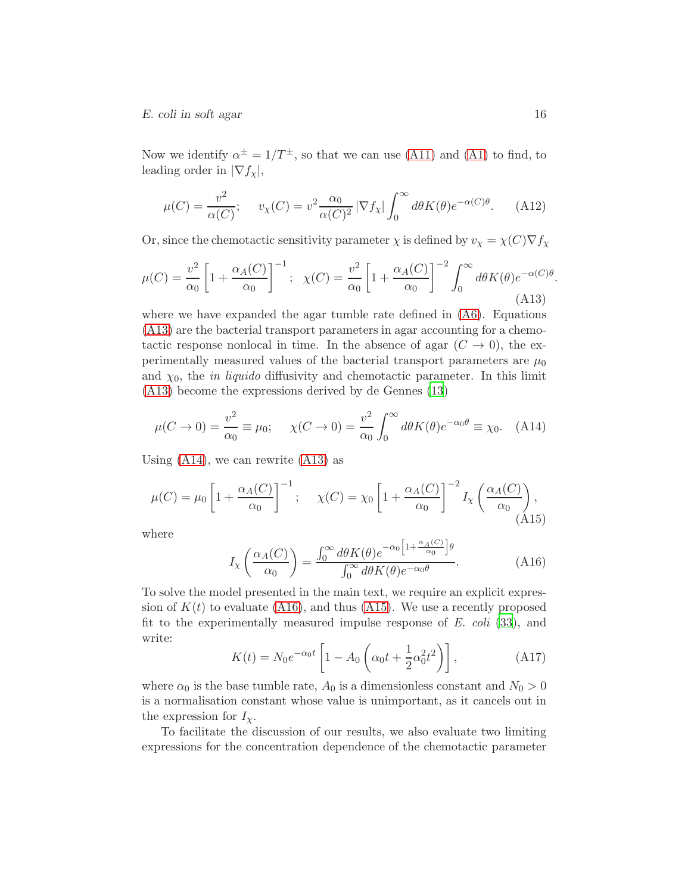Now we identify $\alpha^{\pm} = 1/T^{\pm}$, so that we can use (A11) and (A1) to find, to leading order in $|\nabla f_\chi|$,

$$\mu(C) = \frac{v^2}{\alpha(C)}; \quad v_\chi(C) = v^2 \frac{\alpha_0}{\alpha(C)^2} |\nabla f_\chi| \int_0^\infty d\theta K(\theta) e^{-\alpha(C)\theta}. \tag{A12}$$

Or, since the chemotactic sensitivity parameter $\chi$ is defined by $v_\chi = \chi(C)\nabla f_\chi$

$$\mu(C) = \frac{v^2}{\alpha_0}\left[1 + \frac{\alpha_A(C)}{\alpha_0}\right]^{-1}; \quad \chi(C) = \frac{v^2}{\alpha_0}\left[1 + \frac{\alpha_A(C)}{\alpha_0}\right]^{-2} \int_0^\infty d\theta K(\theta) e^{-\alpha(C)\theta}. \tag{A13}$$

where we have expanded the agar tumble rate defined in (A6). Equations (A13) are the bacterial transport parameters in agar accounting for a chemotactic response nonlocal in time. In the absence of agar ($C \to 0$), the experimentally measured values of the bacterial transport parameters are $\mu_0$ and $\chi_0$, the *in liquido* diffusivity and chemotactic parameter. In this limit (A13) become the expressions derived by de Gennes (13)

$$\mu(C \to 0) = \frac{v^2}{\alpha_0} \equiv \mu_0; \quad \chi(C \to 0) = \frac{v^2}{\alpha_0} \int_0^\infty d\theta K(\theta) e^{-\alpha_0\theta} \equiv \chi_0. \tag{A14}$$

Using (A14), we can rewrite (A13) as

$$\mu(C) = \mu_0\left[1 + \frac{\alpha_A(C)}{\alpha_0}\right]^{-1}; \quad \chi(C) = \chi_0\left[1 + \frac{\alpha_A(C)}{\alpha_0}\right]^{-2} I_\chi\left(\frac{\alpha_A(C)}{\alpha_0}\right), \tag{A15}$$

where

$$I_\chi\left(\frac{\alpha_A(C)}{\alpha_0}\right) = \frac{\int_0^\infty d\theta K(\theta) e^{-\alpha_0\left[1 + \frac{\alpha_A(C)}{\alpha_0}\right]\theta}}{\int_0^\infty d\theta K(\theta) e^{-\alpha_0\theta}}. \tag{A16}$$

To solve the model presented in the main text, we require an explicit expression of $K(t)$ to evaluate (A16), and thus (A15). We use a recently proposed fit to the experimentally measured impulse response of *E. coli* (33), and write:

$$K(t) = N_0 e^{-\alpha_0 t}\left[1 - A_0\left(\alpha_0 t + \frac{1}{2}\alpha_0^2 t^2\right)\right], \tag{A17}$$

where $\alpha_0$ is the base tumble rate, $A_0$ is a dimensionless constant and $N_0 > 0$ is a normalisation constant whose value is unimportant, as it cancels out in the expression for $I_\chi$.

To facilitate the discussion of our results, we also evaluate two limiting expressions for the concentration dependence of the chemotactic parameter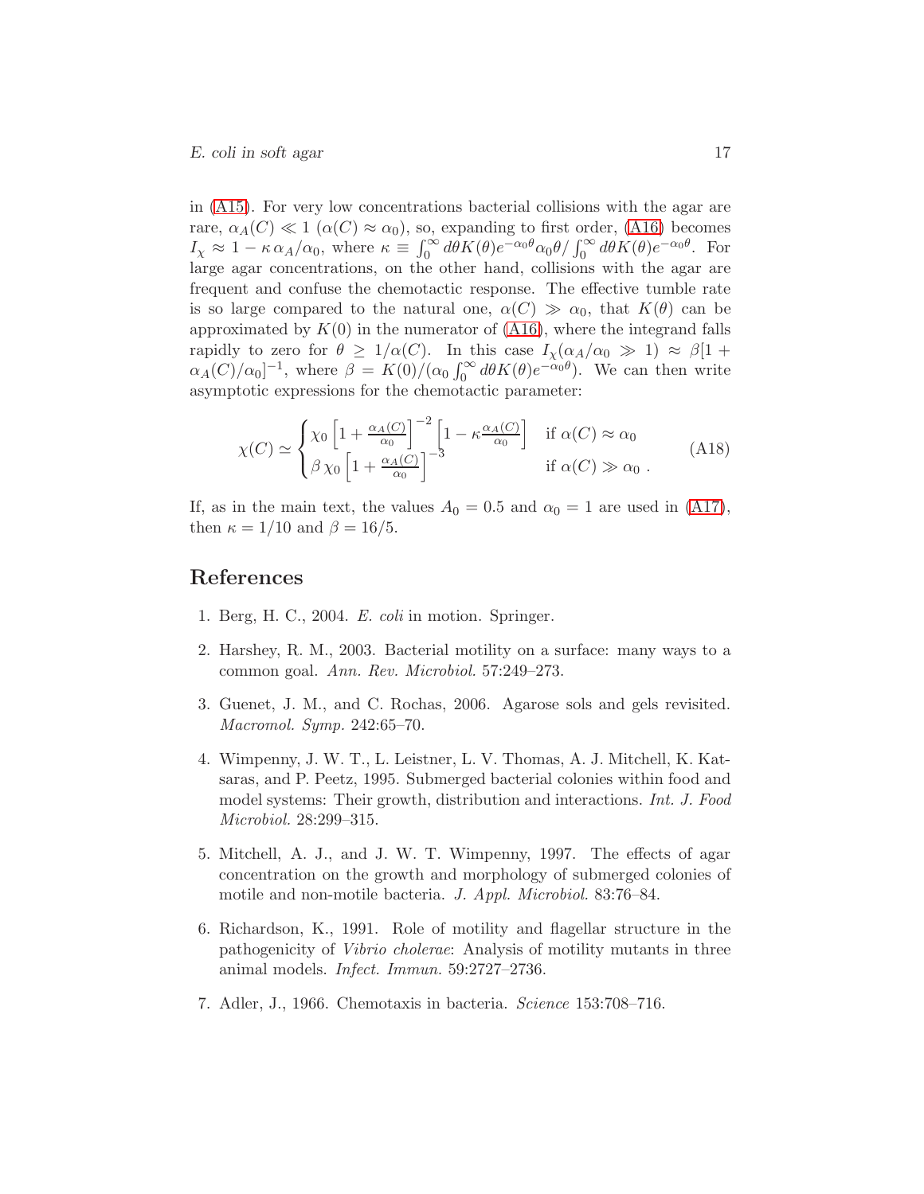in (A15). For very low concentrations bacterial collisions with the agar are rare, $\alpha_A(C) \ll 1$ ($\alpha(C) \approx \alpha_0$), so, expanding to first order, (A16) becomes $I_\chi \approx 1 - \kappa\,\alpha_A/\alpha_0$, where $\kappa \equiv \int_0^\infty d\theta K(\theta) e^{-\alpha_0\theta}\alpha_0\theta / \int_0^\infty d\theta K(\theta) e^{-\alpha_0\theta}$. For large agar concentrations, on the other hand, collisions with the agar are frequent and confuse the chemotactic response. The effective tumble rate is so large compared to the natural one, $\alpha(C) \gg \alpha_0$, that $K(\theta)$ can be approximated by $K(0)$ in the numerator of (A16), where the integrand falls rapidly to zero for $\theta \geq 1/\alpha(C)$. In this case $I_\chi(\alpha_A/\alpha_0 \gg 1) \approx \beta[1 + \alpha_A(C)/\alpha_0]^{-1}$, where $\beta = K(0)/(\alpha_0 \int_0^\infty d\theta K(\theta) e^{-\alpha_0\theta})$. We can then write asymptotic expressions for the chemotactic parameter:

$$\chi(C) \simeq \begin{cases} \chi_0 \left[1 + \frac{\alpha_A(C)}{\alpha_0}\right]^{-2} \left[1 - \kappa \frac{\alpha_A(C)}{\alpha_0}\right] & \text{if } \alpha(C) \approx \alpha_0 \\ \beta\,\chi_0 \left[1 + \frac{\alpha_A(C)}{\alpha_0}\right]^{-3} & \text{if } \alpha(C) \gg \alpha_0\ . \end{cases} \tag{A18}$$

If, as in the main text, the values $A_0 = 0.5$ and $\alpha_0 = 1$ are used in (A17), then $\kappa = 1/10$ and $\beta = 16/5$.

## References

1. Berg, H. C., 2004. *E. coli* in motion. Springer.
2. Harshey, R. M., 2003. Bacterial motility on a surface: many ways to a common goal. *Ann. Rev. Microbiol.* 57:249–273.
3. Guenet, J. M., and C. Rochas, 2006. Agarose sols and gels revisited. *Macromol. Symp.* 242:65–70.
4. Wimpenny, J. W. T., L. Leistner, L. V. Thomas, A. J. Mitchell, K. Katsaras, and P. Peetz, 1995. Submerged bacterial colonies within food and model systems: Their growth, distribution and interactions. *Int. J. Food Microbiol.* 28:299–315.
5. Mitchell, A. J., and J. W. T. Wimpenny, 1997. The effects of agar concentration on the growth and morphology of submerged colonies of motile and non-motile bacteria. *J. Appl. Microbiol.* 83:76–84.
6. Richardson, K., 1991. Role of motility and flagellar structure in the pathogenicity of *Vibrio cholerae*: Analysis of motility mutants in three animal models. *Infect. Immun.* 59:2727–2736.
7. Adler, J., 1966. Chemotaxis in bacteria. *Science* 153:708–716.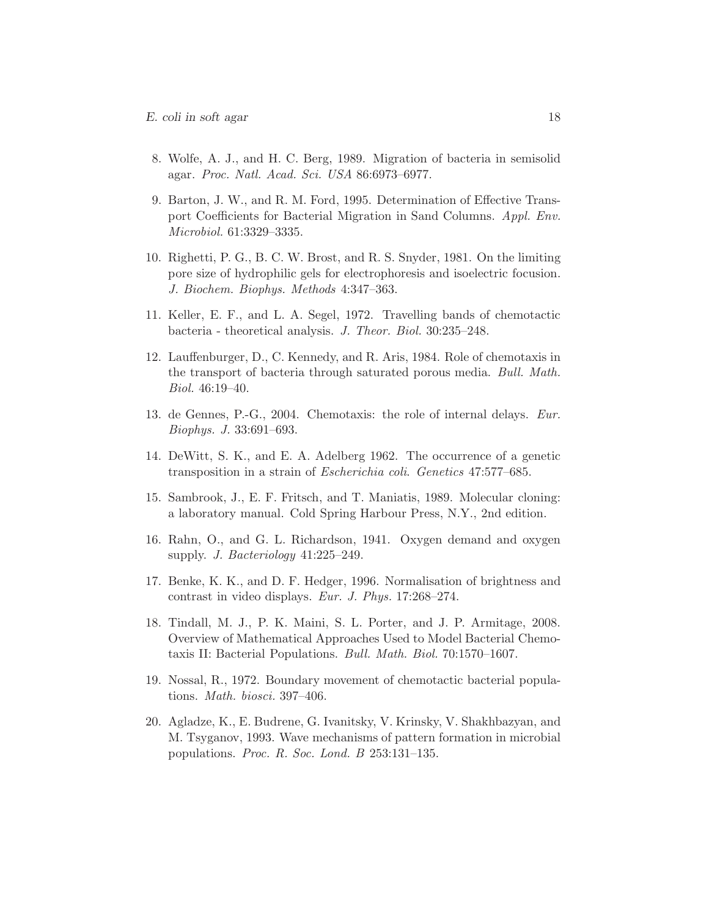8. Wolfe, A. J., and H. C. Berg, 1989. Migration of bacteria in semisolid agar. *Proc. Natl. Acad. Sci. USA* 86:6973–6977.

9. Barton, J. W., and R. M. Ford, 1995. Determination of Effective Transport Coefficients for Bacterial Migration in Sand Columns. *Appl. Env. Microbiol.* 61:3329–3335.

10. Righetti, P. G., B. C. W. Brost, and R. S. Snyder, 1981. On the limiting pore size of hydrophilic gels for electrophoresis and isoelectric focusion. *J. Biochem. Biophys. Methods* 4:347–363.

11. Keller, E. F., and L. A. Segel, 1972. Travelling bands of chemotactic bacteria - theoretical analysis. *J. Theor. Biol.* 30:235–248.

12. Lauffenburger, D., C. Kennedy, and R. Aris, 1984. Role of chemotaxis in the transport of bacteria through saturated porous media. *Bull. Math. Biol.* 46:19–40.

13. de Gennes, P.-G., 2004. Chemotaxis: the role of internal delays. *Eur. Biophys. J.* 33:691–693.

14. DeWitt, S. K., and E. A. Adelberg 1962. The occurrence of a genetic transposition in a strain of *Escherichia coli*. *Genetics* 47:577–685.

15. Sambrook, J., E. F. Fritsch, and T. Maniatis, 1989. Molecular cloning: a laboratory manual. Cold Spring Harbour Press, N.Y., 2nd edition.

16. Rahn, O., and G. L. Richardson, 1941. Oxygen demand and oxygen supply. *J. Bacteriology* 41:225–249.

17. Benke, K. K., and D. F. Hedger, 1996. Normalisation of brightness and contrast in video displays. *Eur. J. Phys.* 17:268–274.

18. Tindall, M. J., P. K. Maini, S. L. Porter, and J. P. Armitage, 2008. Overview of Mathematical Approaches Used to Model Bacterial Chemotaxis II: Bacterial Populations. *Bull. Math. Biol.* 70:1570–1607.

19. Nossal, R., 1972. Boundary movement of chemotactic bacterial populations. *Math. biosci.* 397–406.

20. Agladze, K., E. Budrene, G. Ivanitsky, V. Krinsky, V. Shakhbazyan, and M. Tsyganov, 1993. Wave mechanisms of pattern formation in microbial populations. *Proc. R. Soc. Lond. B* 253:131–135.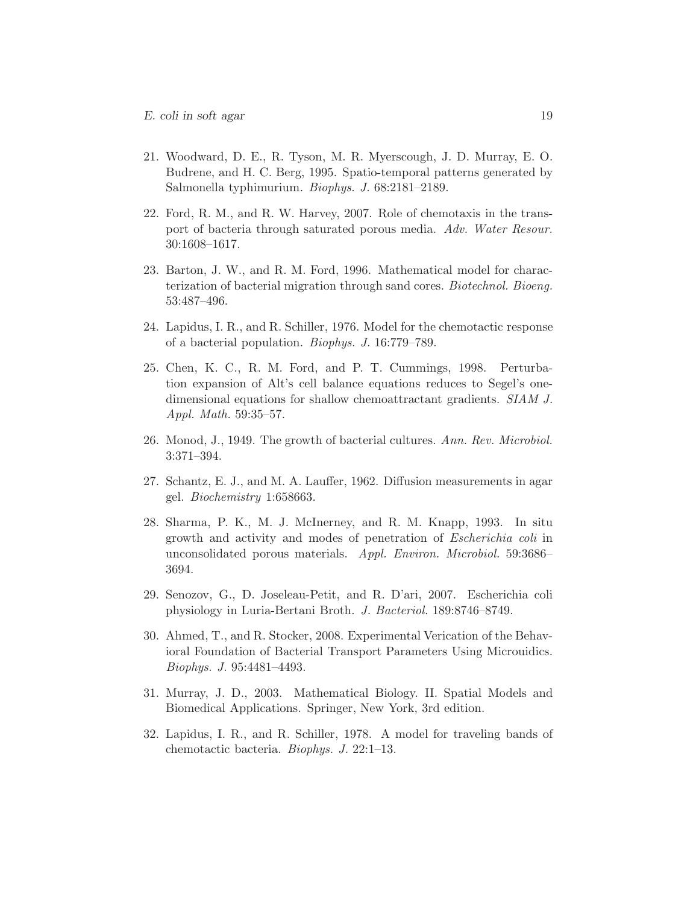21. Woodward, D. E., R. Tyson, M. R. Myerscough, J. D. Murray, E. O. Budrene, and H. C. Berg, 1995. Spatio-temporal patterns generated by Salmonella typhimurium. *Biophys. J.* 68:2181–2189.

22. Ford, R. M., and R. W. Harvey, 2007. Role of chemotaxis in the transport of bacteria through saturated porous media. *Adv. Water Resour.* 30:1608–1617.

23. Barton, J. W., and R. M. Ford, 1996. Mathematical model for characterization of bacterial migration through sand cores. *Biotechnol. Bioeng.* 53:487–496.

24. Lapidus, I. R., and R. Schiller, 1976. Model for the chemotactic response of a bacterial population. *Biophys. J.* 16:779–789.

25. Chen, K. C., R. M. Ford, and P. T. Cummings, 1998. Perturbation expansion of Alt's cell balance equations reduces to Segel's one-dimensional equations for shallow chemoattractant gradients. *SIAM J. Appl. Math.* 59:35–57.

26. Monod, J., 1949. The growth of bacterial cultures. *Ann. Rev. Microbiol.* 3:371–394.

27. Schantz, E. J., and M. A. Lauffer, 1962. Diffusion measurements in agar gel. *Biochemistry* 1:658663.

28. Sharma, P. K., M. J. McInerney, and R. M. Knapp, 1993. In situ growth and activity and modes of penetration of *Escherichia coli* in unconsolidated porous materials. *Appl. Environ. Microbiol.* 59:3686–3694.

29. Senozov, G., D. Joseleau-Petit, and R. D'ari, 2007. Escherichia coli physiology in Luria-Bertani Broth. *J. Bacteriol.* 189:8746–8749.

30. Ahmed, T., and R. Stocker, 2008. Experimental Verication of the Behavioral Foundation of Bacterial Transport Parameters Using Microuidics. *Biophys. J.* 95:4481–4493.

31. Murray, J. D., 2003. Mathematical Biology. II. Spatial Models and Biomedical Applications. Springer, New York, 3rd edition.

32. Lapidus, I. R., and R. Schiller, 1978. A model for traveling bands of chemotactic bacteria. *Biophys. J.* 22:1–13.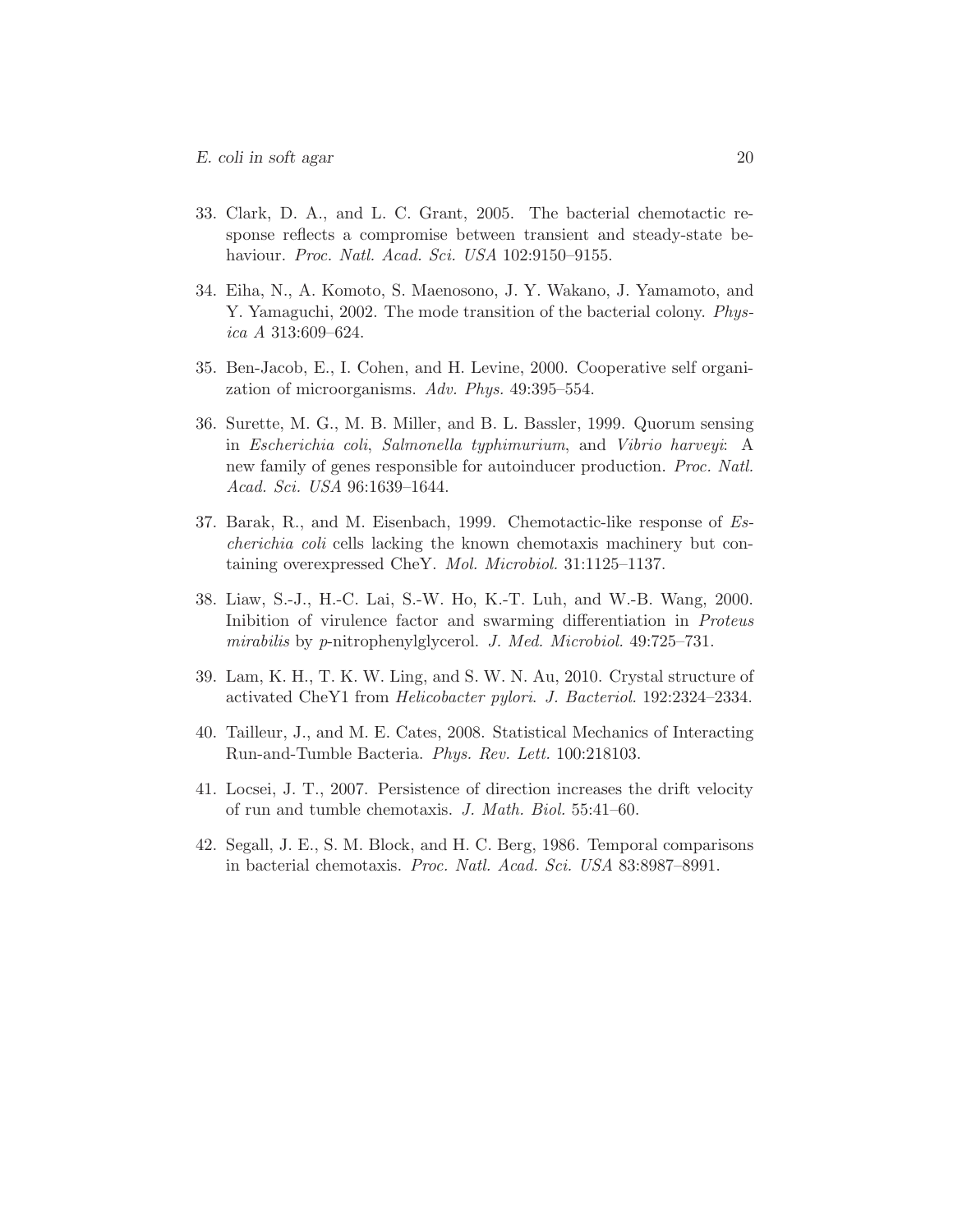33. Clark, D. A., and L. C. Grant, 2005. The bacterial chemotactic response reflects a compromise between transient and steady-state behaviour. *Proc. Natl. Acad. Sci. USA* 102:9150–9155.

34. Eiha, N., A. Komoto, S. Maenosono, J. Y. Wakano, J. Yamamoto, and Y. Yamaguchi, 2002. The mode transition of the bacterial colony. *Physica A* 313:609–624.

35. Ben-Jacob, E., I. Cohen, and H. Levine, 2000. Cooperative self organization of microorganisms. *Adv. Phys.* 49:395–554.

36. Surette, M. G., M. B. Miller, and B. L. Bassler, 1999. Quorum sensing in *Escherichia coli*, *Salmonella typhimurium*, and *Vibrio harveyi*: A new family of genes responsible for autoinducer production. *Proc. Natl. Acad. Sci. USA* 96:1639–1644.

37. Barak, R., and M. Eisenbach, 1999. Chemotactic-like response of *Escherichia coli* cells lacking the known chemotaxis machinery but containing overexpressed CheY. *Mol. Microbiol.* 31:1125–1137.

38. Liaw, S.-J., H.-C. Lai, S.-W. Ho, K.-T. Luh, and W.-B. Wang, 2000. Inibition of virulence factor and swarming differentiation in *Proteus mirabilis* by *p*-nitrophenylglycerol. *J. Med. Microbiol.* 49:725–731.

39. Lam, K. H., T. K. W. Ling, and S. W. N. Au, 2010. Crystal structure of activated CheY1 from *Helicobacter pylori*. *J. Bacteriol.* 192:2324–2334.

40. Tailleur, J., and M. E. Cates, 2008. Statistical Mechanics of Interacting Run-and-Tumble Bacteria. *Phys. Rev. Lett.* 100:218103.

41. Locsei, J. T., 2007. Persistence of direction increases the drift velocity of run and tumble chemotaxis. *J. Math. Biol.* 55:41–60.

42. Segall, J. E., S. M. Block, and H. C. Berg, 1986. Temporal comparisons in bacterial chemotaxis. *Proc. Natl. Acad. Sci. USA* 83:8987–8991.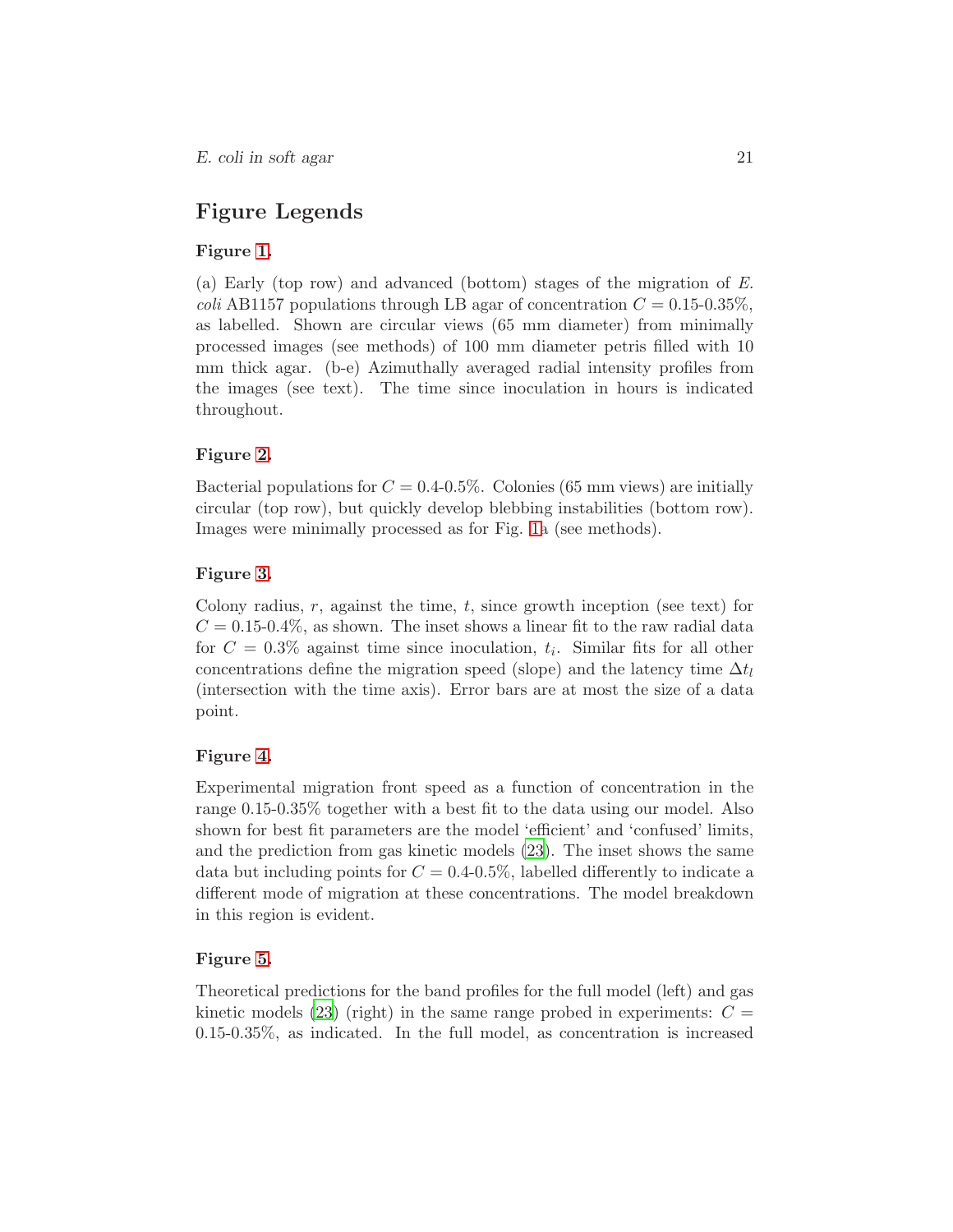# Figure Legends

**Figure 1.**

(a) Early (top row) and advanced (bottom) stages of the migration of *E. coli* AB1157 populations through LB agar of concentration $C = 0.15$-$0.35\%$, as labelled. Shown are circular views (65 mm diameter) from minimally processed images (see methods) of 100 mm diameter petris filled with 10 mm thick agar. (b-e) Azimuthally averaged radial intensity profiles from the images (see text). The time since inoculation in hours is indicated throughout.

**Figure 2.**

Bacterial populations for $C = 0.4$-$0.5\%$. Colonies (65 mm views) are initially circular (top row), but quickly develop blebbing instabilities (bottom row). Images were minimally processed as for Fig. 1a (see methods).

**Figure 3.**

Colony radius, $r$, against the time, $t$, since growth inception (see text) for $C = 0.15$-$0.4\%$, as shown. The inset shows a linear fit to the raw radial data for $C = 0.3\%$ against time since inoculation, $t_i$. Similar fits for all other concentrations define the migration speed (slope) and the latency time $\Delta t_l$ (intersection with the time axis). Error bars are at most the size of a data point.

**Figure 4.**

Experimental migration front speed as a function of concentration in the range 0.15-0.35% together with a best fit to the data using our model. Also shown for best fit parameters are the model 'efficient' and 'confused' limits, and the prediction from gas kinetic models (23). The inset shows the same data but including points for $C = 0.4$-$0.5\%$, labelled differently to indicate a different mode of migration at these concentrations. The model breakdown in this region is evident.

**Figure 5.**

Theoretical predictions for the band profiles for the full model (left) and gas kinetic models (23) (right) in the same range probed in experiments: $C = 0.15$-$0.35\%$, as indicated. In the full model, as concentration is increased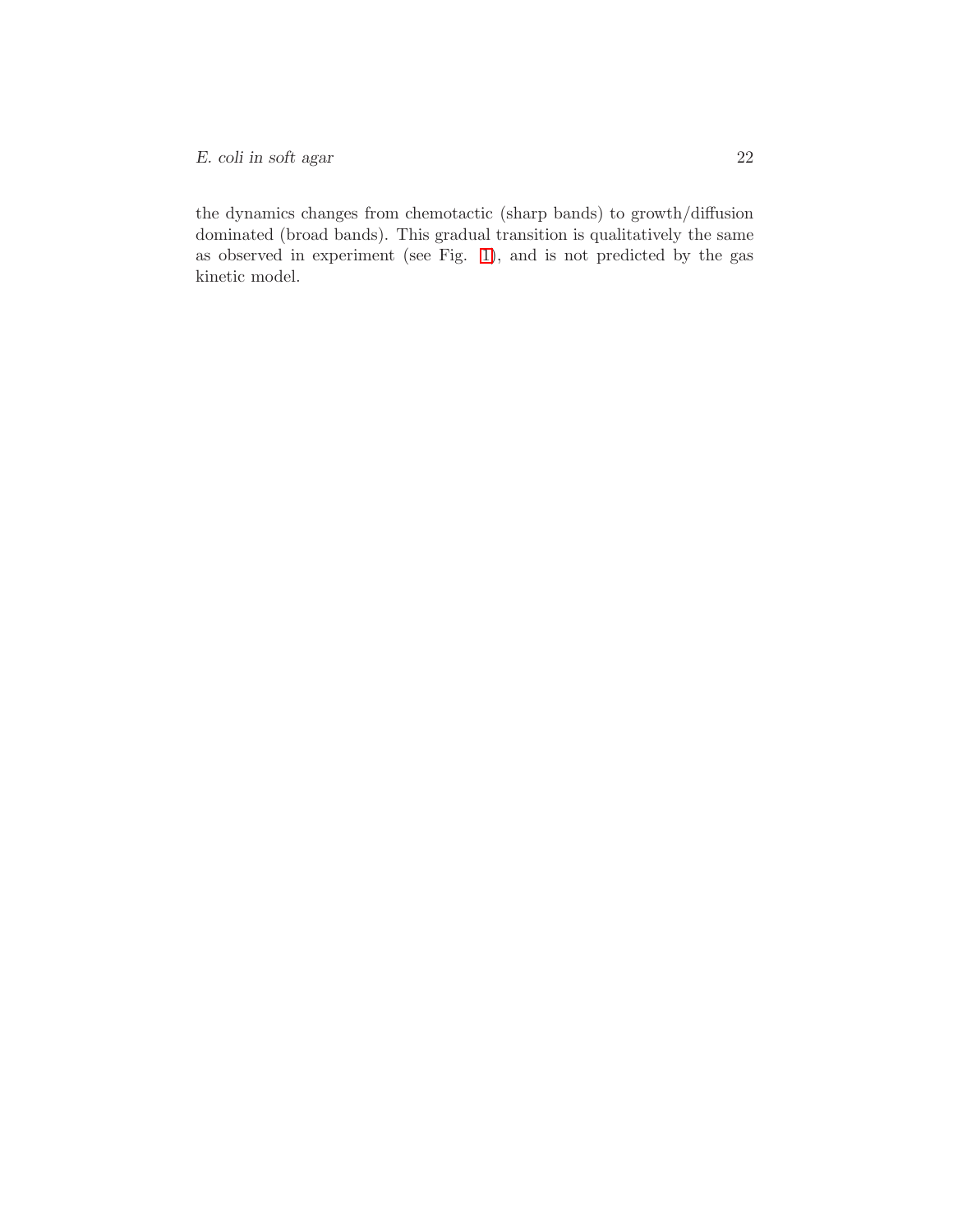the dynamics changes from chemotactic (sharp bands) to growth/diffusion dominated (broad bands). This gradual transition is qualitatively the same as observed in experiment (see Fig. 1), and is not predicted by the gas kinetic model.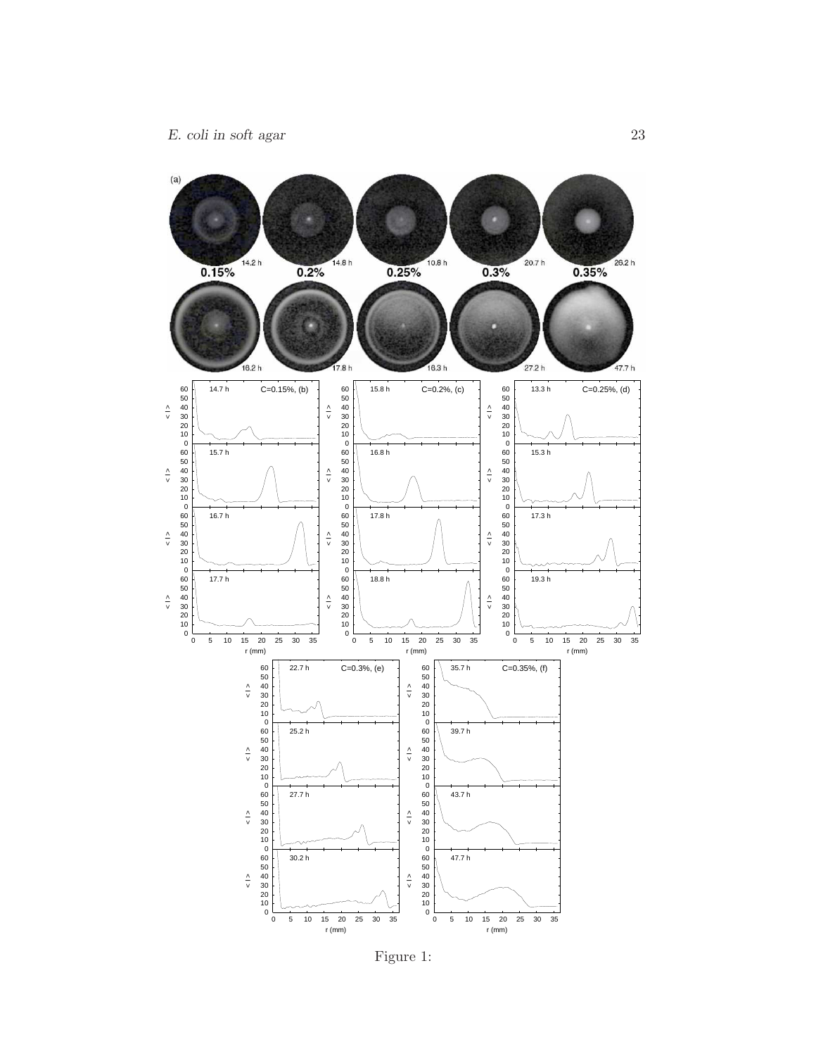Figure 1: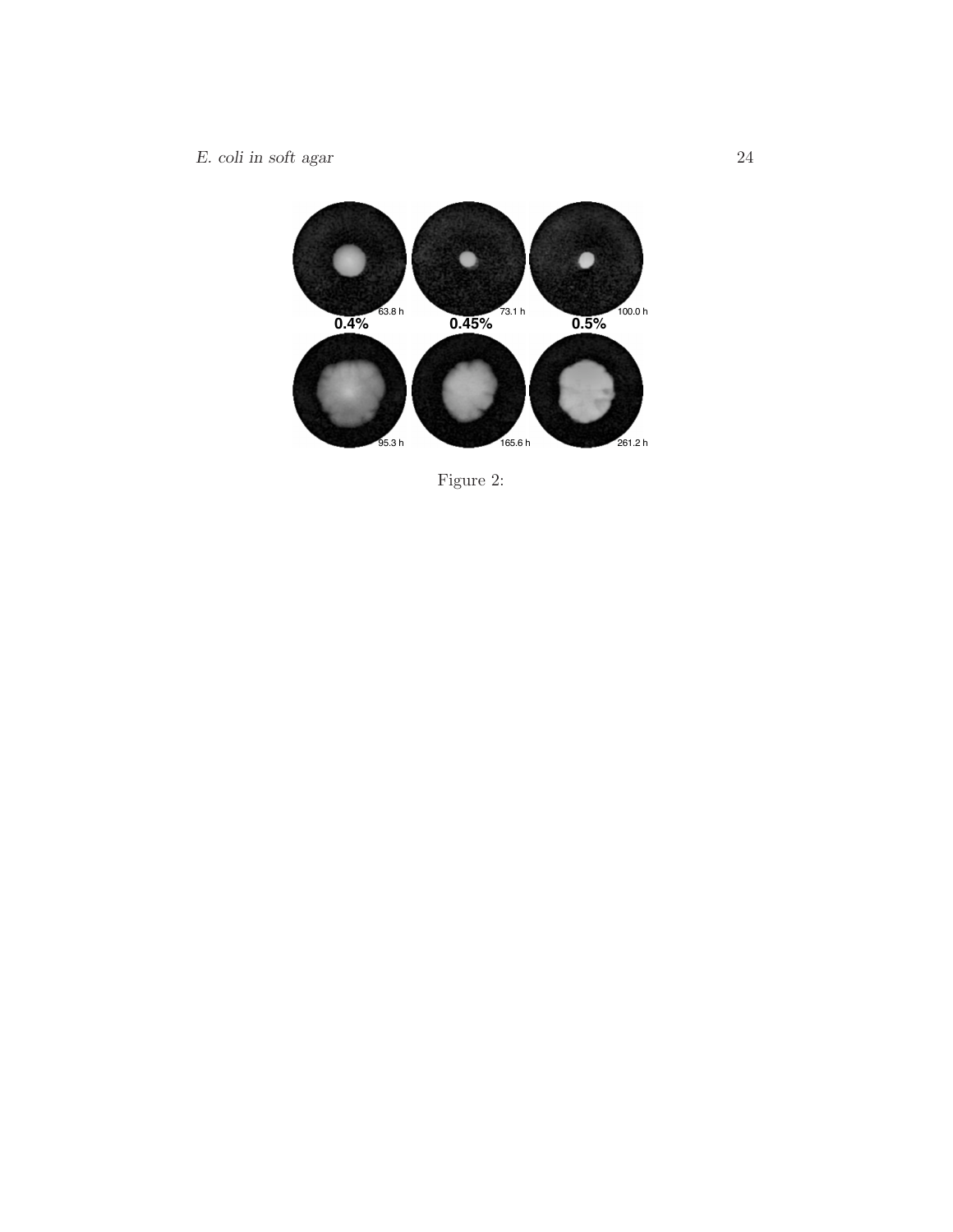Figure 2: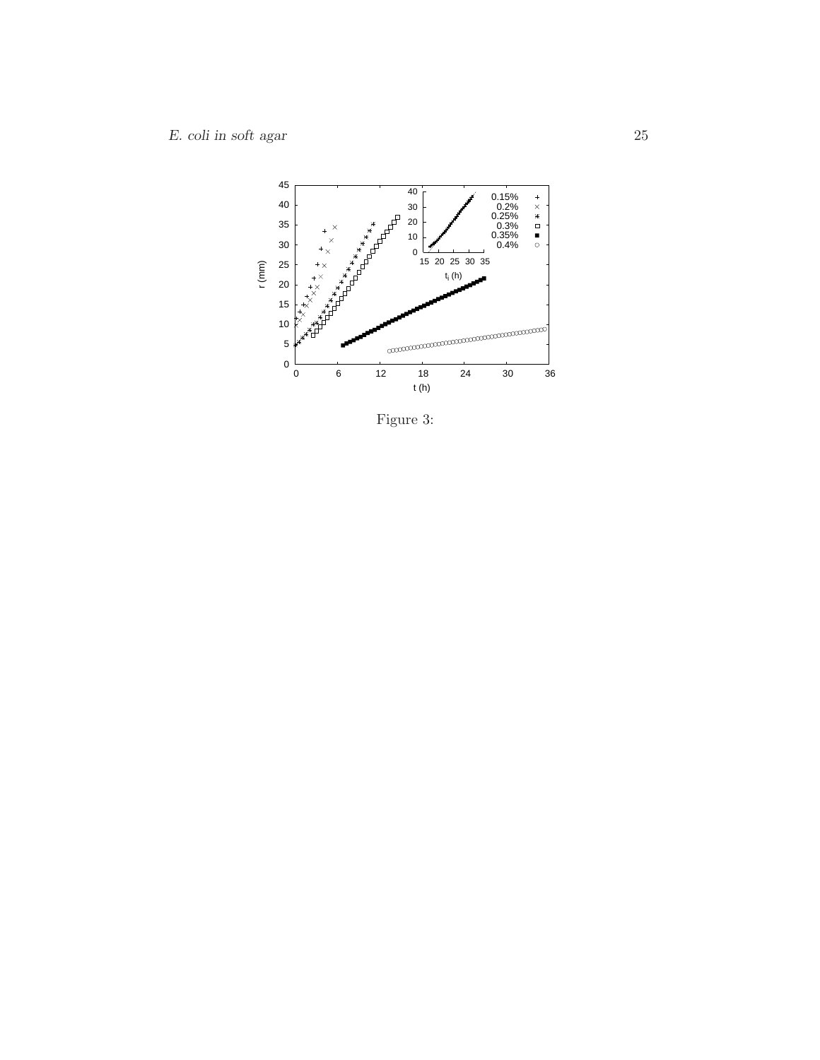Figure 3: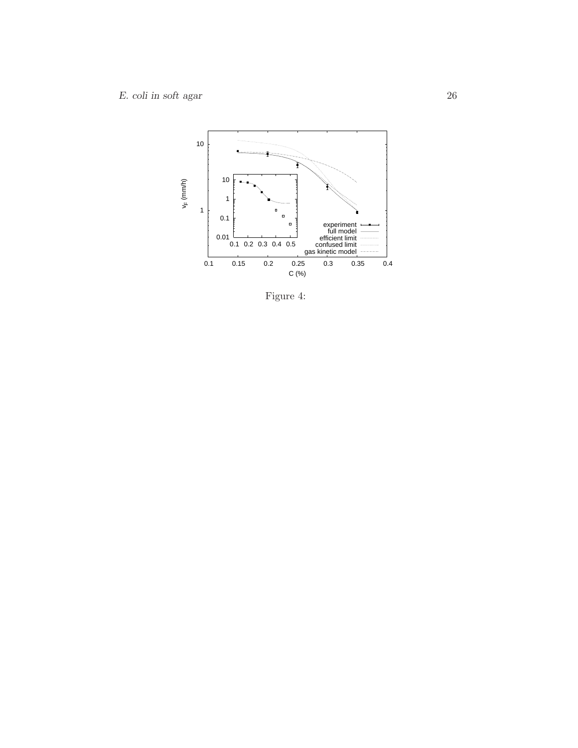Figure 4: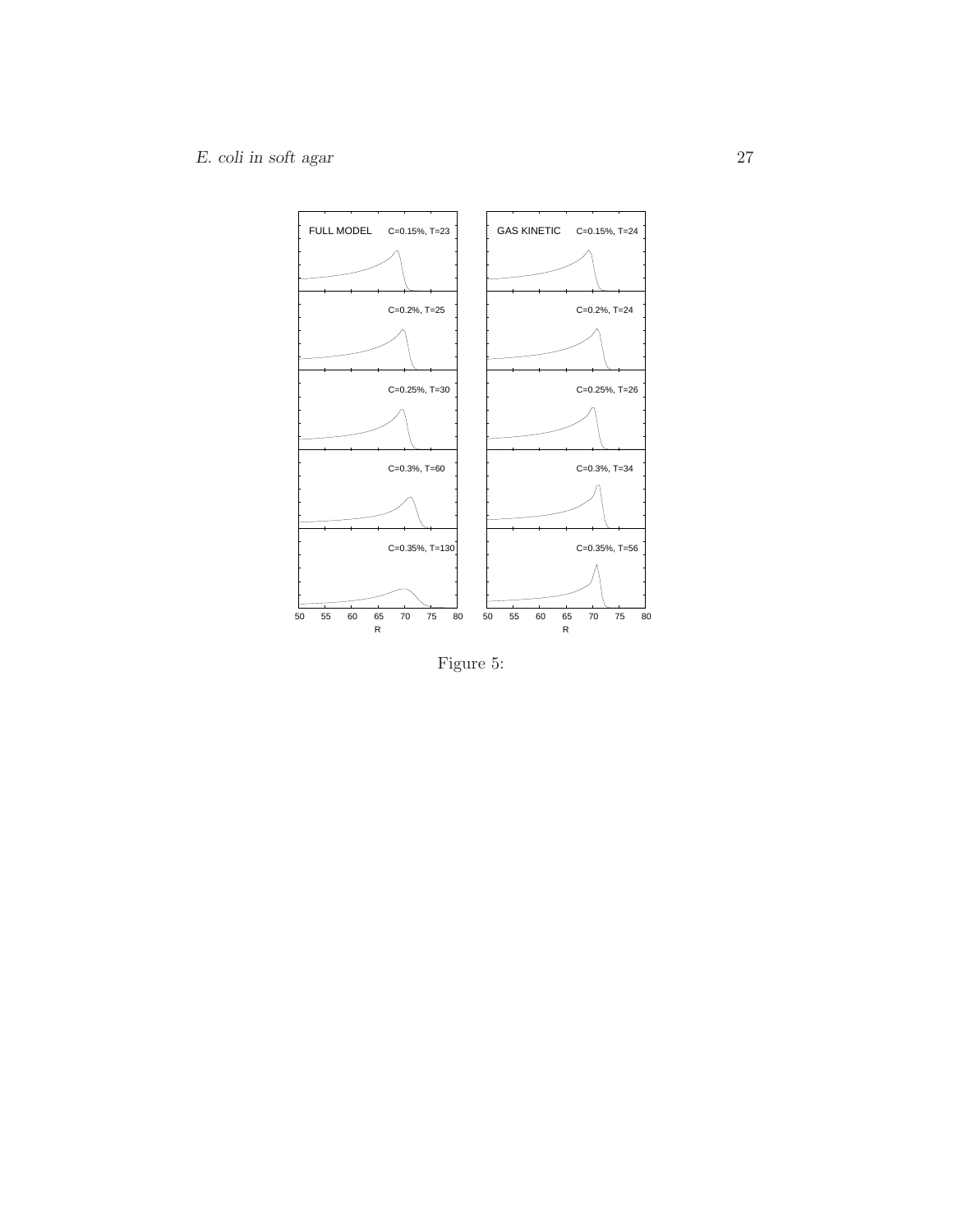FULL MODEL C=0.15%, T=23

C=0.2%, T=25

C=0.25%, T=30

C=0.3%, T=60

C=0.35%, T=130

50 55 60 65 70 75 80

R

GAS KINETIC C=0.15%, T=24

C=0.2%, T=24

C=0.25%, T=26

C=0.3%, T=34

C=0.35%, T=56

50 55 60 65 70 75 80

R

Figure 5: